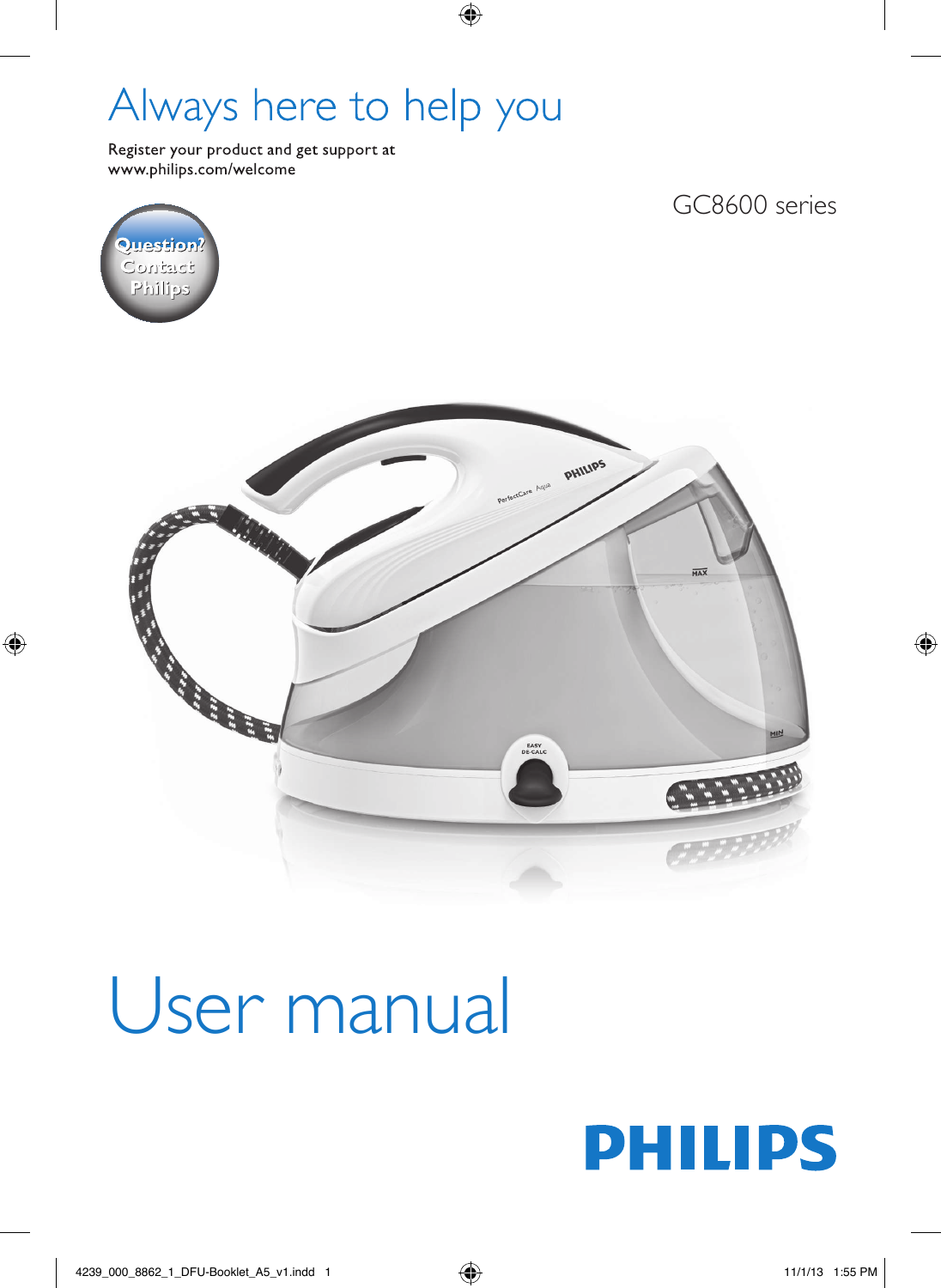# Always here to help you

Register your product and get support at
www.philips.com/welcome

GC8600 series

Question?
Contact
Philips

# User manual

PHILIPS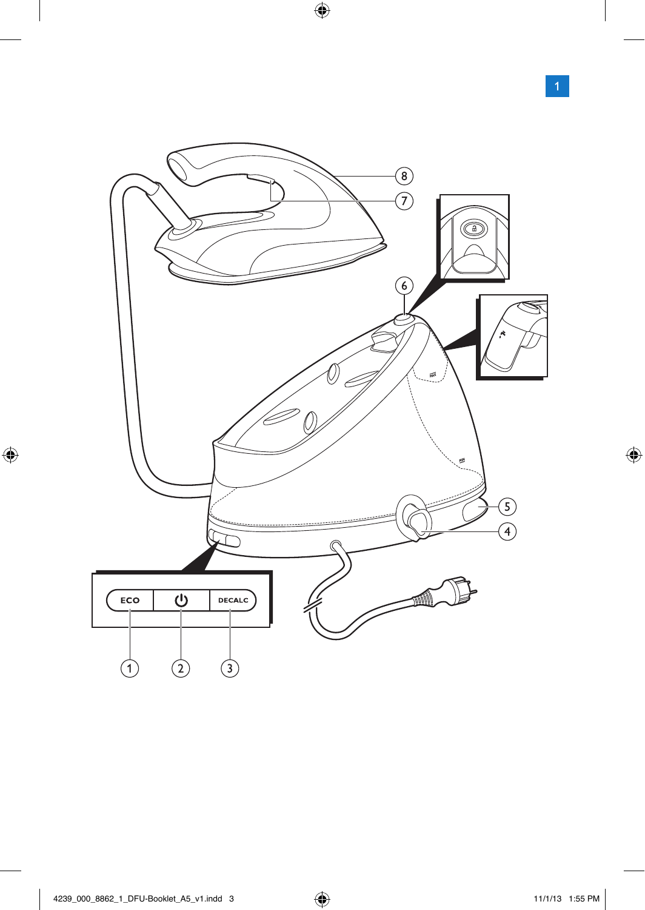1

ECO

DECALC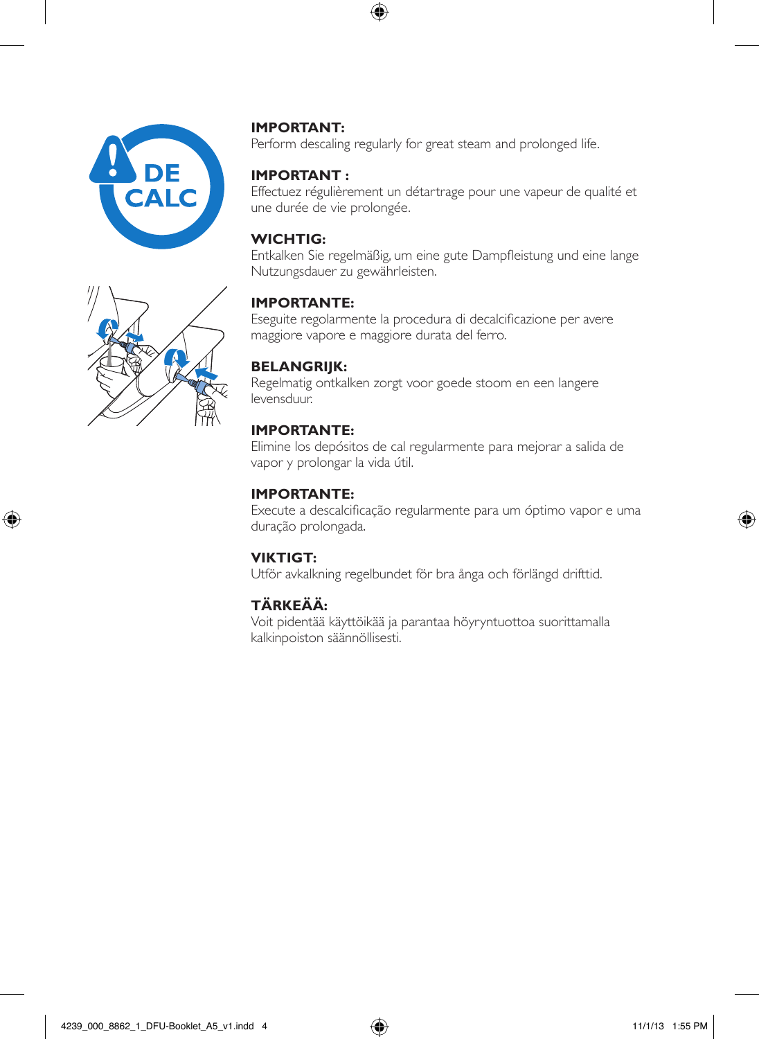**IMPORTANT:**
Perform descaling regularly for great steam and prolonged life.

**IMPORTANT :**
Effectuez régulièrement un détartrage pour une vapeur de qualité et une durée de vie prolongée.

**WICHTIG:**
Entkalken Sie regelmäßig, um eine gute Dampfleistung und eine lange Nutzungsdauer zu gewährleisten.

**IMPORTANTE:**
Eseguite regolarmente la procedura di decalcificazione per avere maggiore vapore e maggiore durata del ferro.

**BELANGRIJK:**
Regelmatig ontkalken zorgt voor goede stoom en een langere levensduur.

**IMPORTANTE:**
Elimine los depósitos de cal regularmente para mejorar a salida de vapor y prolongar la vida útil.

**IMPORTANTE:**
Execute a descalcificação regularmente para um óptimo vapor e uma duração prolongada.

**VIKTIGT:**
Utför avkalkning regelbundet för bra ånga och förlängd drifttid.

**TÄRKEÄÄ:**
Voit pidentää käyttöikää ja parantaa höyryntuottoa suorittamalla kalkinpoiston säännöllisesti.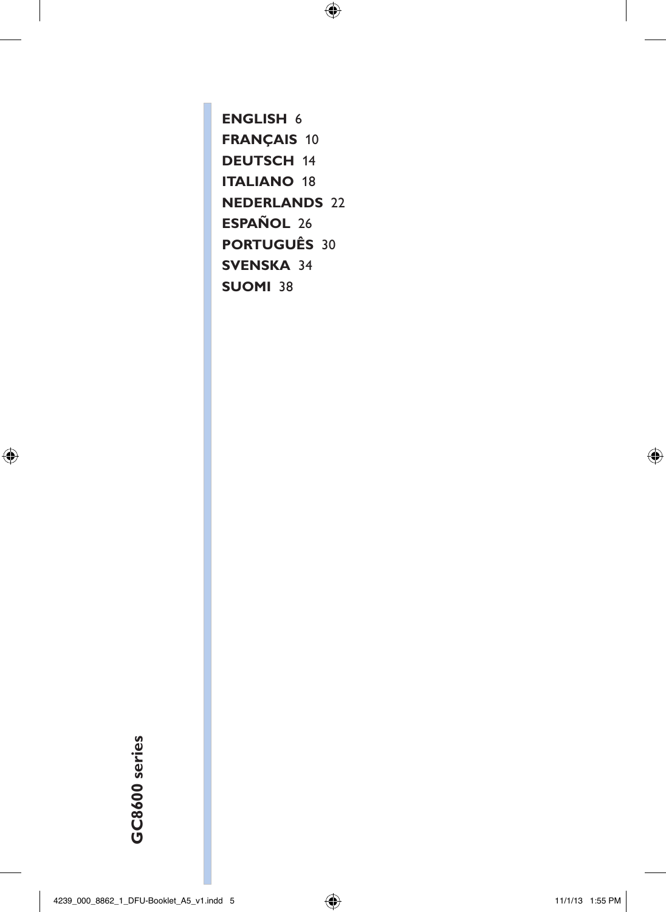**ENGLISH** 6

**FRANÇAIS** 10

**DEUTSCH** 14

**ITALIANO** 18

**NEDERLANDS** 22

**ESPAÑOL** 26

**PORTUGUÊS** 30

**SVENSKA** 34

**SUOMI** 38

**GC8600 series**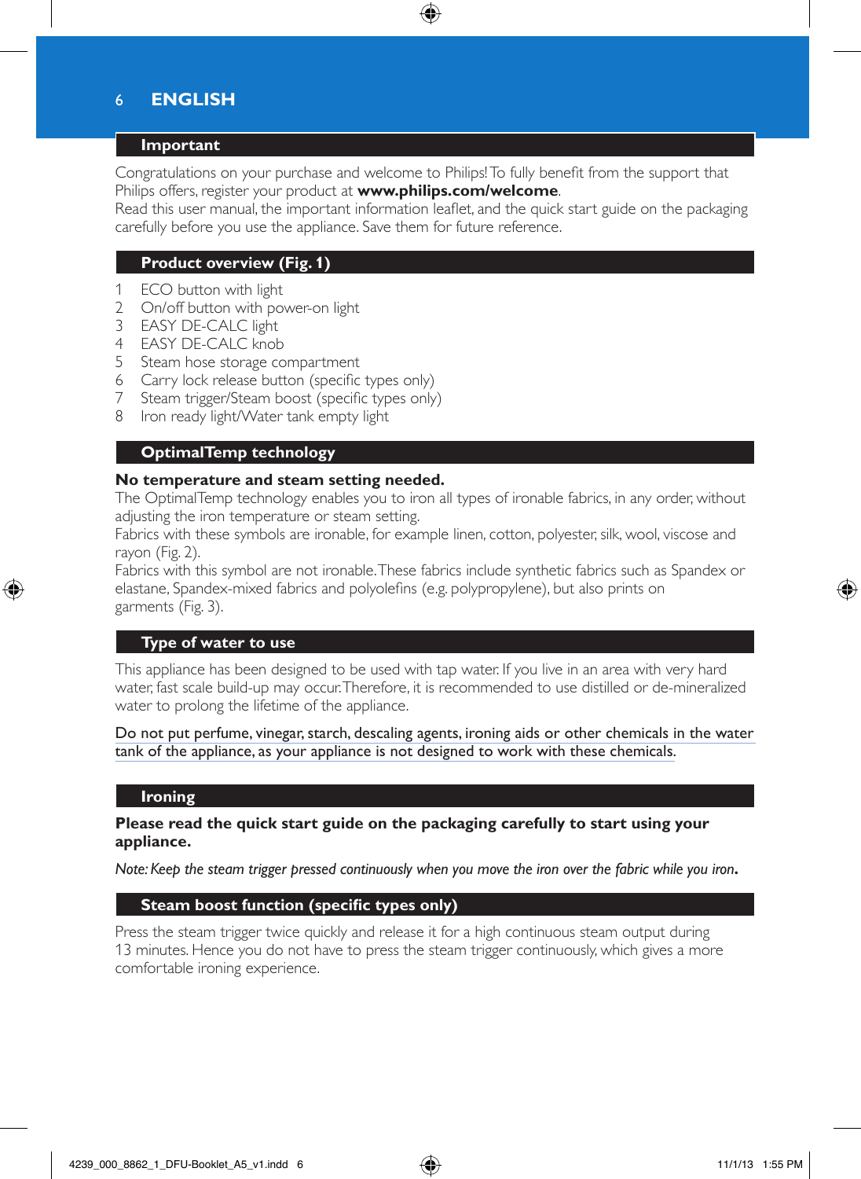# ENGLISH

## Important

Congratulations on your purchase and welcome to Philips! To fully benefit from the support that Philips offers, register your product at **www.philips.com/welcome**.
Read this user manual, the important information leaflet, and the quick start guide on the packaging carefully before you use the appliance. Save them for future reference.

## Product overview (Fig. 1)

1. ECO button with light
2. On/off button with power-on light
3. EASY DE-CALC light
4. EASY DE-CALC knob
5. Steam hose storage compartment
6. Carry lock release button (specific types only)
7. Steam trigger/Steam boost (specific types only)
8. Iron ready light/Water tank empty light

## OptimalTemp technology

**No temperature and steam setting needed.**
The OptimalTemp technology enables you to iron all types of ironable fabrics, in any order, without adjusting the iron temperature or steam setting.
Fabrics with these symbols are ironable, for example linen, cotton, polyester, silk, wool, viscose and rayon (Fig. 2).
Fabrics with this symbol are not ironable. These fabrics include synthetic fabrics such as Spandex or elastane, Spandex-mixed fabrics and polyolefins (e.g. polypropylene), but also prints on garments (Fig. 3).

## Type of water to use

This appliance has been designed to be used with tap water. If you live in an area with very hard water, fast scale build-up may occur. Therefore, it is recommended to use distilled or de-mineralized water to prolong the lifetime of the appliance.

Do not put perfume, vinegar, starch, descaling agents, ironing aids or other chemicals in the water tank of the appliance, as your appliance is not designed to work with these chemicals.

## Ironing

**Please read the quick start guide on the packaging carefully to start using your appliance.**

*Note: Keep the steam trigger pressed continuously when you move the iron over the fabric while you iron.*

## Steam boost function (specific types only)

Press the steam trigger twice quickly and release it for a high continuous steam output during 13 minutes. Hence you do not have to press the steam trigger continuously, which gives a more comfortable ironing experience.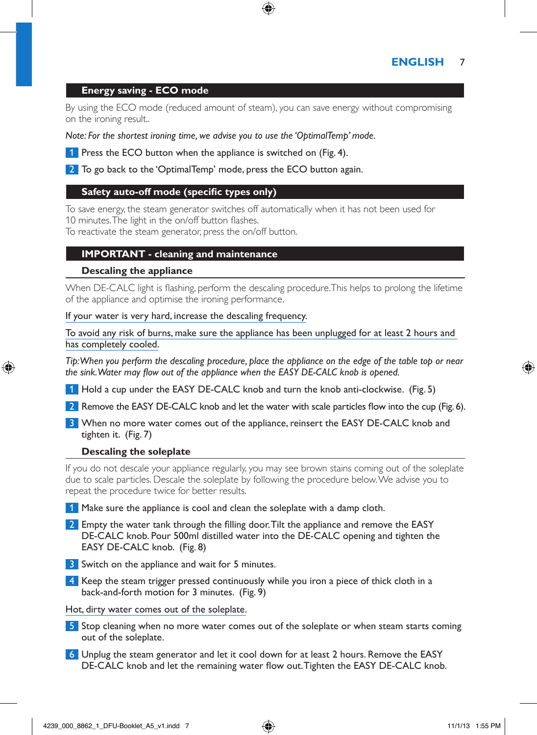## Energy saving - ECO mode

By using the ECO mode (reduced amount of steam), you can save energy without compromising on the ironing result..

*Note: For the shortest ironing time, we advise you to use the 'OptimalTemp' mode.*

1. Press the ECO button when the appliance is switched on (Fig. 4).
2. To go back to the 'OptimalTemp' mode, press the ECO button again.

## Safety auto-off mode (specific types only)

To save energy, the steam generator switches off automatically when it has not been used for 10 minutes. The light in the on/off button flashes.
To reactivate the steam generator, press the on/off button.

## IMPORTANT - cleaning and maintenance

### Descaling the appliance

When DE-CALC light is flashing, perform the descaling procedure. This helps to prolong the lifetime of the appliance and optimise the ironing performance.

If your water is very hard, increase the descaling frequency.

To avoid any risk of burns, make sure the appliance has been unplugged for at least 2 hours and has completely cooled.

*Tip: When you perform the descaling procedure, place the appliance on the edge of the table top or near the sink. Water may flow out of the appliance when the EASY DE-CALC knob is opened.*

1. Hold a cup under the EASY DE-CALC knob and turn the knob anti-clockwise. (Fig. 5)
2. Remove the EASY DE-CALC knob and let the water with scale particles flow into the cup (Fig. 6).
3. When no more water comes out of the appliance, reinsert the EASY DE-CALC knob and tighten it. (Fig. 7)

### Descaling the soleplate

If you do not descale your appliance regularly, you may see brown stains coming out of the soleplate due to scale particles. Descale the soleplate by following the procedure below. We advise you to repeat the procedure twice for better results.

1. Make sure the appliance is cool and clean the soleplate with a damp cloth.
2. Empty the water tank through the filling door. Tilt the appliance and remove the EASY DE-CALC knob. Pour 500ml distilled water into the DE-CALC opening and tighten the EASY DE-CALC knob. (Fig. 8)
3. Switch on the appliance and wait for 5 minutes.
4. Keep the steam trigger pressed continuously while you iron a piece of thick cloth in a back-and-forth motion for 3 minutes. (Fig. 9)

Hot, dirty water comes out of the soleplate.

5. Stop cleaning when no more water comes out of the soleplate or when steam starts coming out of the soleplate.
6. Unplug the steam generator and let it cool down for at least 2 hours. Remove the EASY DE-CALC knob and let the remaining water flow out. Tighten the EASY DE-CALC knob.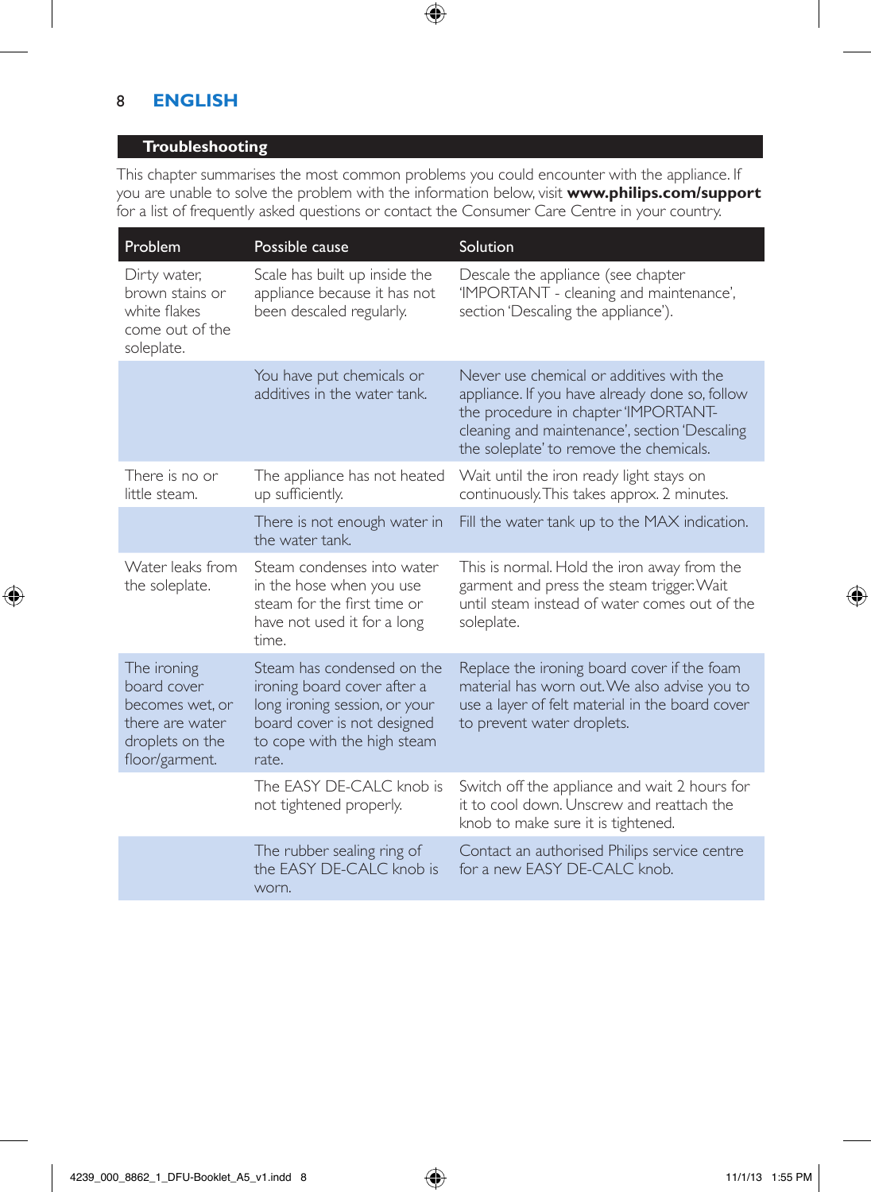## ENGLISH

## Troubleshooting

This chapter summarises the most common problems you could encounter with the appliance. If you are unable to solve the problem with the information below, visit **www.philips.com/support** for a list of frequently asked questions or contact the Consumer Care Centre in your country.

| Problem | Possible cause | Solution |
|---|---|---|
| Dirty water, brown stains or white flakes come out of the soleplate. | Scale has built up inside the appliance because it has not been descaled regularly. | Descale the appliance (see chapter 'IMPORTANT - cleaning and maintenance', section 'Descaling the appliance'). |
| | You have put chemicals or additives in the water tank. | Never use chemical or additives with the appliance. If you have already done so, follow the procedure in chapter 'IMPORTANT- cleaning and maintenance', section 'Descaling the soleplate' to remove the chemicals. |
| There is no or little steam. | The appliance has not heated up sufficiently. | Wait until the iron ready light stays on continuously. This takes approx. 2 minutes. |
| | There is not enough water in the water tank. | Fill the water tank up to the MAX indication. |
| Water leaks from the soleplate. | Steam condenses into water in the hose when you use steam for the first time or have not used it for a long time. | This is normal. Hold the iron away from the garment and press the steam trigger. Wait until steam instead of water comes out of the soleplate. |
| The ironing board cover becomes wet, or there are water droplets on the floor/garment. | Steam has condensed on the ironing board cover after a long ironing session, or your board cover is not designed to cope with the high steam rate. | Replace the ironing board cover if the foam material has worn out. We also advise you to use a layer of felt material in the board cover to prevent water droplets. |
| | The EASY DE-CALC knob is not tightened properly. | Switch off the appliance and wait 2 hours for it to cool down. Unscrew and reattach the knob to make sure it is tightened. |
| | The rubber sealing ring of the EASY DE-CALC knob is worn. | Contact an authorised Philips service centre for a new EASY DE-CALC knob. |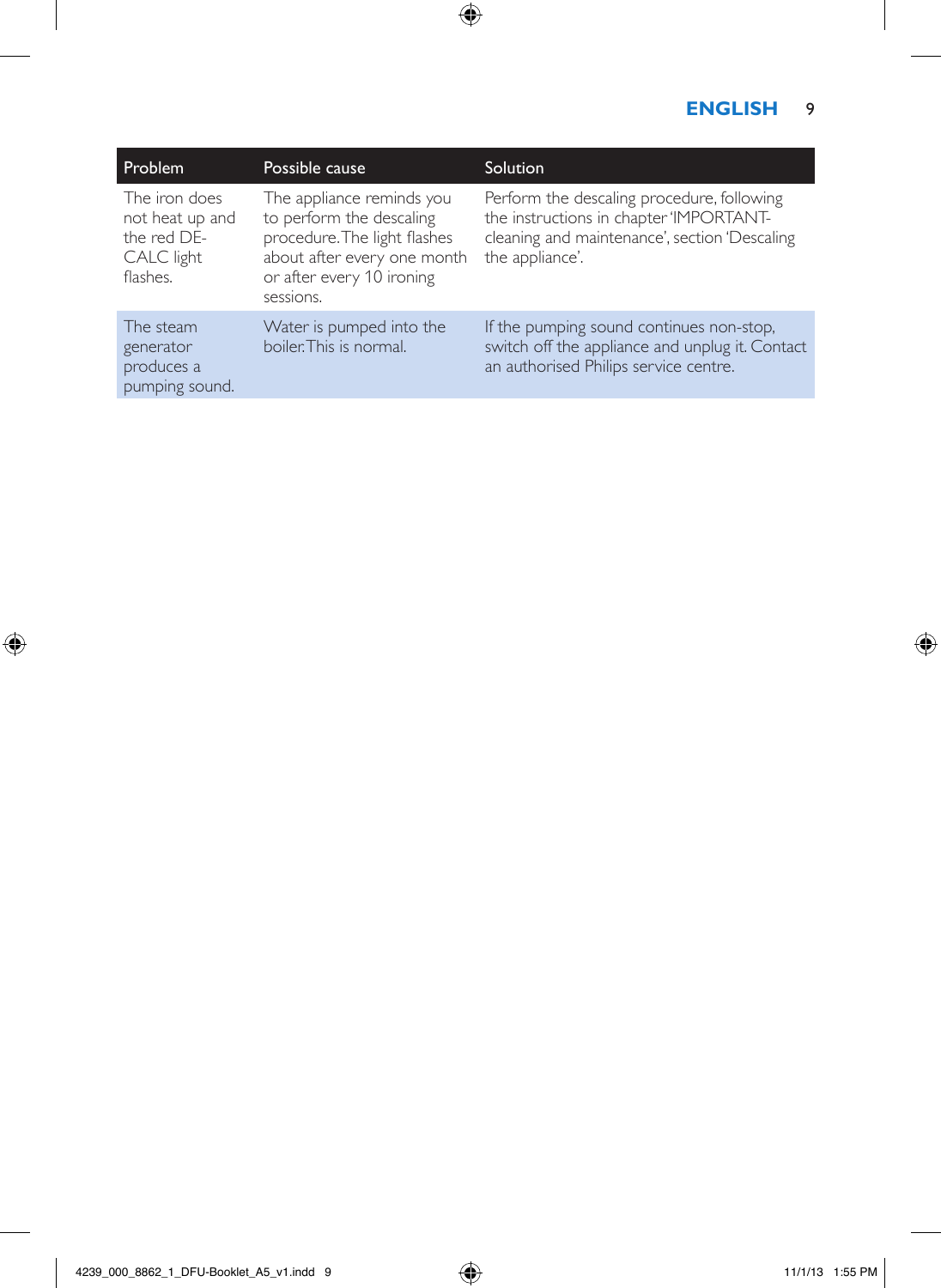| Problem | Possible cause | Solution |
|---|---|---|
| The iron does not heat up and the red DE-CALC light flashes. | The appliance reminds you to perform the descaling procedure. The light flashes about after every one month or after every 10 ironing sessions. | Perform the descaling procedure, following the instructions in chapter 'IMPORTANT-cleaning and maintenance', section 'Descaling the appliance'. |
| The steam generator produces a pumping sound. | Water is pumped into the boiler. This is normal. | If the pumping sound continues non-stop, switch off the appliance and unplug it. Contact an authorised Philips service centre. |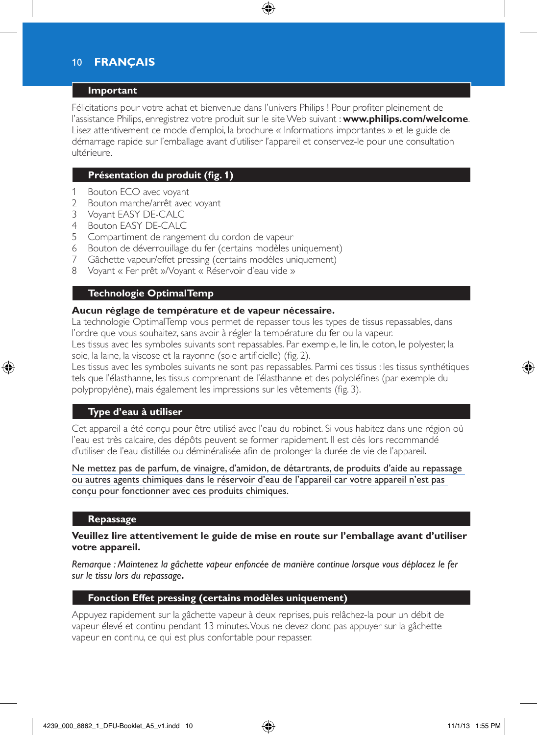# FRANÇAIS

## Important

Félicitations pour votre achat et bienvenue dans l'univers Philips ! Pour profiter pleinement de l'assistance Philips, enregistrez votre produit sur le site Web suivant : **www.philips.com/welcome**. Lisez attentivement ce mode d'emploi, la brochure « Informations importantes » et le guide de démarrage rapide sur l'emballage avant d'utiliser l'appareil et conservez-le pour une consultation ultérieure.

## Présentation du produit (fig. 1)

1. Bouton ECO avec voyant
2. Bouton marche/arrêt avec voyant
3. Voyant EASY DE-CALC
4. Bouton EASY DE-CALC
5. Compartiment de rangement du cordon de vapeur
6. Bouton de déverrouillage du fer (certains modèles uniquement)
7. Gâchette vapeur/effet pressing (certains modèles uniquement)
8. Voyant « Fer prêt »/Voyant « Réservoir d'eau vide »

## Technologie OptimalTemp

**Aucun réglage de température et de vapeur nécessaire.**

La technologie OptimalTemp vous permet de repasser tous les types de tissus repassables, dans l'ordre que vous souhaitez, sans avoir à régler la température du fer ou la vapeur.

Les tissus avec les symboles suivants sont repassables. Par exemple, le lin, le coton, le polyester, la soie, la laine, la viscose et la rayonne (soie artificielle) (fig. 2).

Les tissus avec les symboles suivants ne sont pas repassables. Parmi ces tissus : les tissus synthétiques tels que l'élasthanne, les tissus comprenant de l'élasthanne et des polyoléfines (par exemple du polypropylène), mais également les impressions sur les vêtements (fig. 3).

## Type d'eau à utiliser

Cet appareil a été conçu pour être utilisé avec l'eau du robinet. Si vous habitez dans une région où l'eau est très calcaire, des dépôts peuvent se former rapidement. Il est dès lors recommandé d'utiliser de l'eau distillée ou déminéralisée afin de prolonger la durée de vie de l'appareil.

Ne mettez pas de parfum, de vinaigre, d'amidon, de détartrants, de produits d'aide au repassage ou autres agents chimiques dans le réservoir d'eau de l'appareil car votre appareil n'est pas conçu pour fonctionner avec ces produits chimiques.

## Repassage

**Veuillez lire attentivement le guide de mise en route sur l'emballage avant d'utiliser votre appareil.**

*Remarque : Maintenez la gâchette vapeur enfoncée de manière continue lorsque vous déplacez le fer sur le tissu lors du repassage.*

## Fonction Effet pressing (certains modèles uniquement)

Appuyez rapidement sur la gâchette vapeur à deux reprises, puis relâchez-la pour un débit de vapeur élevé et continu pendant 13 minutes. Vous ne devez donc pas appuyer sur la gâchette vapeur en continu, ce qui est plus confortable pour repasser.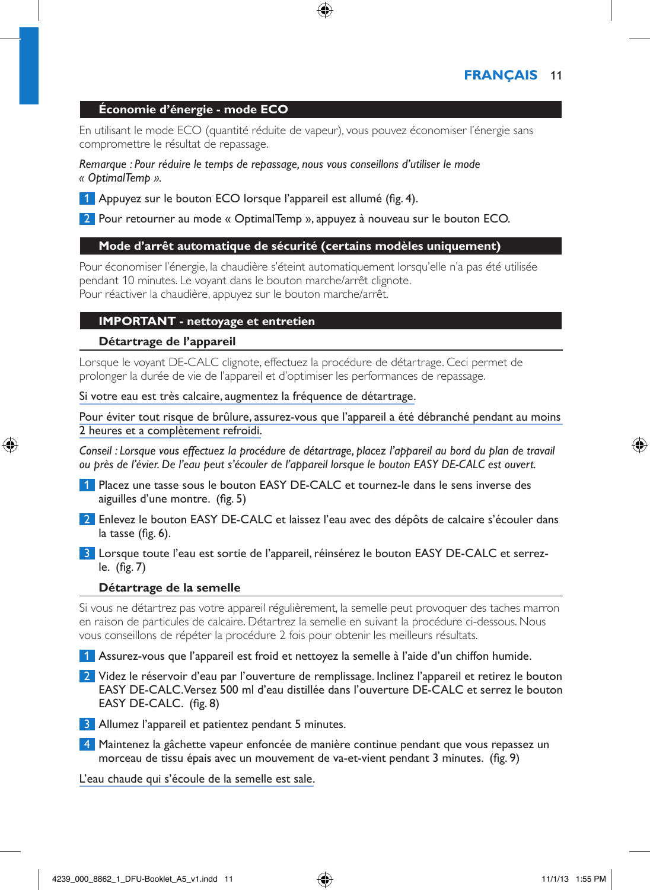## Économie d'énergie - mode ECO

En utilisant le mode ECO (quantité réduite de vapeur), vous pouvez économiser l'énergie sans compromettre le résultat de repassage.

*Remarque : Pour réduire le temps de repassage, nous vous conseillons d'utiliser le mode « OptimalTemp ».*

1. Appuyez sur le bouton ECO lorsque l'appareil est allumé (fig. 4).
2. Pour retourner au mode « OptimalTemp », appuyez à nouveau sur le bouton ECO.

## Mode d'arrêt automatique de sécurité (certains modèles uniquement)

Pour économiser l'énergie, la chaudière s'éteint automatiquement lorsqu'elle n'a pas été utilisée pendant 10 minutes. Le voyant dans le bouton marche/arrêt clignote.
Pour réactiver la chaudière, appuyez sur le bouton marche/arrêt.

## IMPORTANT - nettoyage et entretien

### Détartrage de l'appareil

Lorsque le voyant DE-CALC clignote, effectuez la procédure de détartrage. Ceci permet de prolonger la durée de vie de l'appareil et d'optimiser les performances de repassage.

Si votre eau est très calcaire, augmentez la fréquence de détartrage.

Pour éviter tout risque de brûlure, assurez-vous que l'appareil a été débranché pendant au moins 2 heures et a complètement refroidi.

*Conseil : Lorsque vous effectuez la procédure de détartrage, placez l'appareil au bord du plan de travail ou près de l'évier. De l'eau peut s'écouler de l'appareil lorsque le bouton EASY DE-CALC est ouvert.*

1. Placez une tasse sous le bouton EASY DE-CALC et tournez-le dans le sens inverse des aiguilles d'une montre. (fig. 5)
2. Enlevez le bouton EASY DE-CALC et laissez l'eau avec des dépôts de calcaire s'écouler dans la tasse (fig. 6).
3. Lorsque toute l'eau est sortie de l'appareil, réinsérez le bouton EASY DE-CALC et serrez-le. (fig. 7)

### Détartrage de la semelle

Si vous ne détartrez pas votre appareil régulièrement, la semelle peut provoquer des taches marron en raison de particules de calcaire. Détartrez la semelle en suivant la procédure ci-dessous. Nous vous conseillons de répéter la procédure 2 fois pour obtenir les meilleurs résultats.

1. Assurez-vous que l'appareil est froid et nettoyez la semelle à l'aide d'un chiffon humide.
2. Videz le réservoir d'eau par l'ouverture de remplissage. Inclinez l'appareil et retirez le bouton EASY DE-CALC. Versez 500 ml d'eau distillée dans l'ouverture DE-CALC et serrez le bouton EASY DE-CALC. (fig. 8)
3. Allumez l'appareil et patientez pendant 5 minutes.
4. Maintenez la gâchette vapeur enfoncée de manière continue pendant que vous repassez un morceau de tissu épais avec un mouvement de va-et-vient pendant 3 minutes. (fig. 9)

L'eau chaude qui s'écoule de la semelle est sale.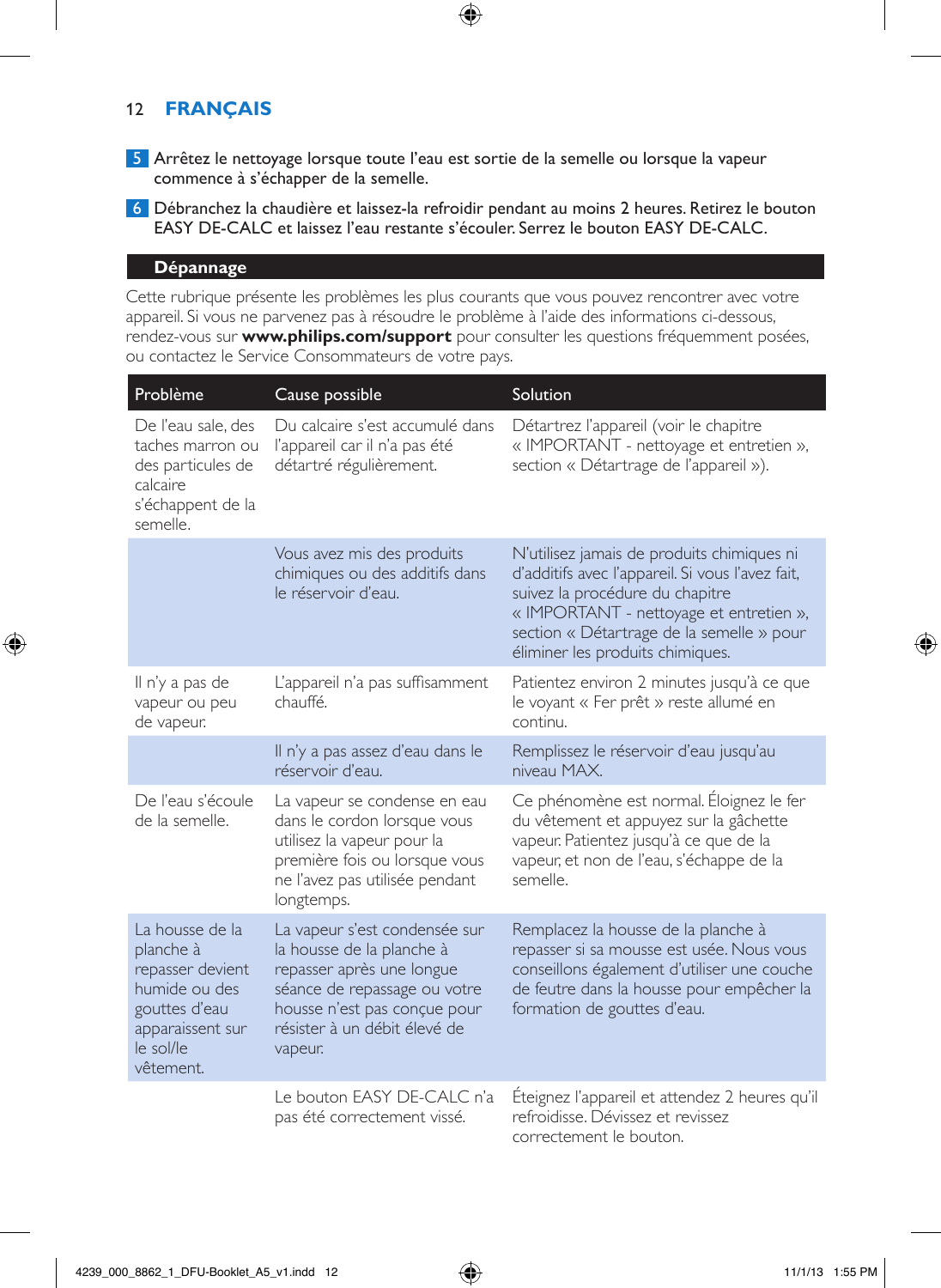5 Arrêtez le nettoyage lorsque toute l'eau est sortie de la semelle ou lorsque la vapeur commence à s'échapper de la semelle.

6 Débranchez la chaudière et laissez-la refroidir pendant au moins 2 heures. Retirez le bouton EASY DE-CALC et laissez l'eau restante s'écouler. Serrez le bouton EASY DE-CALC.

## Dépannage

Cette rubrique présente les problèmes les plus courants que vous pouvez rencontrer avec votre appareil. Si vous ne parvenez pas à résoudre le problème à l'aide des informations ci-dessous, rendez-vous sur **www.philips.com/support** pour consulter les questions fréquemment posées, ou contactez le Service Consommateurs de votre pays.

| Problème | Cause possible | Solution |
|---|---|---|
| De l'eau sale, des taches marron ou des particules de calcaire s'échappent de la semelle. | Du calcaire s'est accumulé dans l'appareil car il n'a pas été détartré régulièrement. | Détartrez l'appareil (voir le chapitre « IMPORTANT - nettoyage et entretien », section « Détartrage de l'appareil »). |
| | Vous avez mis des produits chimiques ou des additifs dans le réservoir d'eau. | N'utilisez jamais de produits chimiques ni d'additifs avec l'appareil. Si vous l'avez fait, suivez la procédure du chapitre « IMPORTANT - nettoyage et entretien », section « Détartrage de la semelle » pour éliminer les produits chimiques. |
| Il n'y a pas de vapeur ou peu de vapeur. | L'appareil n'a pas suffisamment chauffé. | Patientez environ 2 minutes jusqu'à ce que le voyant « Fer prêt » reste allumé en continu. |
| | Il n'y a pas assez d'eau dans le réservoir d'eau. | Remplissez le réservoir d'eau jusqu'au niveau MAX. |
| De l'eau s'écoule de la semelle. | La vapeur se condense en eau dans le cordon lorsque vous utilisez la vapeur pour la première fois ou lorsque vous ne l'avez pas utilisée pendant longtemps. | Ce phénomène est normal. Éloignez le fer du vêtement et appuyez sur la gâchette vapeur. Patientez jusqu'à ce que de la vapeur, et non de l'eau, s'échappe de la semelle. |
| La housse de la planche à repasser devient humide ou des gouttes d'eau apparaissent sur le sol/le vêtement. | La vapeur s'est condensée sur la housse de la planche à repasser après une longue séance de repassage ou votre housse n'est pas conçue pour résister à un débit élevé de vapeur. | Remplacez la housse de la planche à repasser si sa mousse est usée. Nous vous conseillons également d'utiliser une couche de feutre dans la housse pour empêcher la formation de gouttes d'eau. |
| | Le bouton EASY DE-CALC n'a pas été correctement vissé. | Éteignez l'appareil et attendez 2 heures qu'il refroidisse. Dévissez et revissez correctement le bouton. |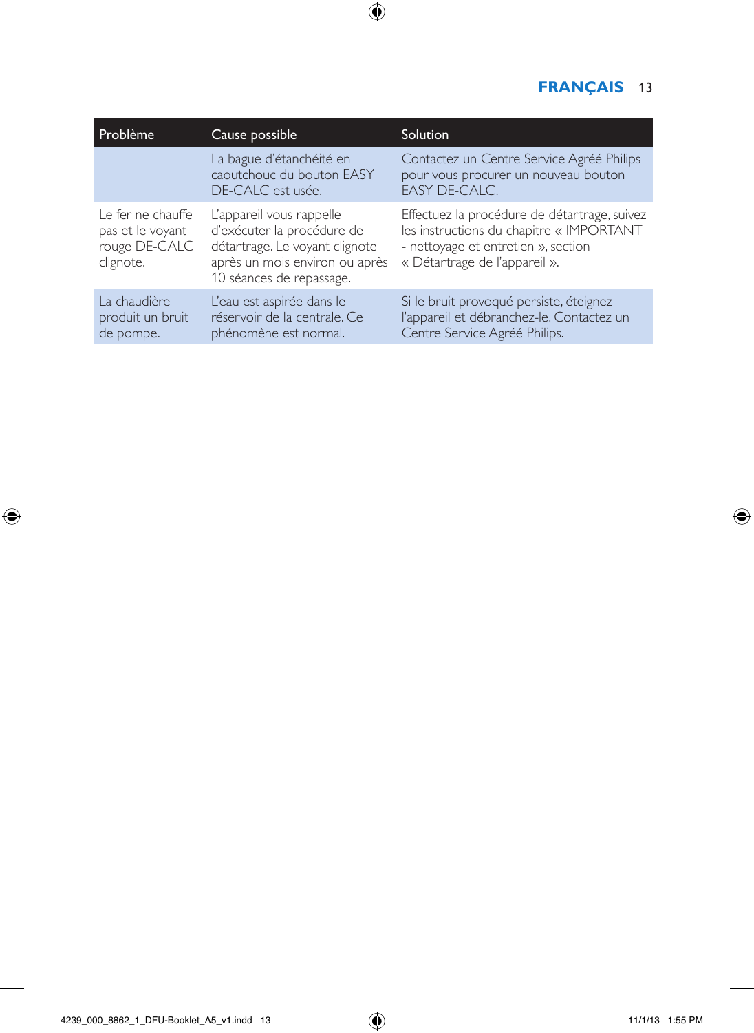| Problème | Cause possible | Solution |
|---|---|---|
| | La bague d'étanchéité en caoutchouc du bouton EASY DE-CALC est usée. | Contactez un Centre Service Agréé Philips pour vous procurer un nouveau bouton EASY DE-CALC. |
| Le fer ne chauffe pas et le voyant rouge DE-CALC clignote. | L'appareil vous rappelle d'exécuter la procédure de détartrage. Le voyant clignote après un mois environ ou après 10 séances de repassage. | Effectuez la procédure de détartrage, suivez les instructions du chapitre « IMPORTANT - nettoyage et entretien », section « Détartrage de l'appareil ». |
| La chaudière produit un bruit de pompe. | L'eau est aspirée dans le réservoir de la centrale. Ce phénomène est normal. | Si le bruit provoqué persiste, éteignez l'appareil et débranchez-le. Contactez un Centre Service Agréé Philips. |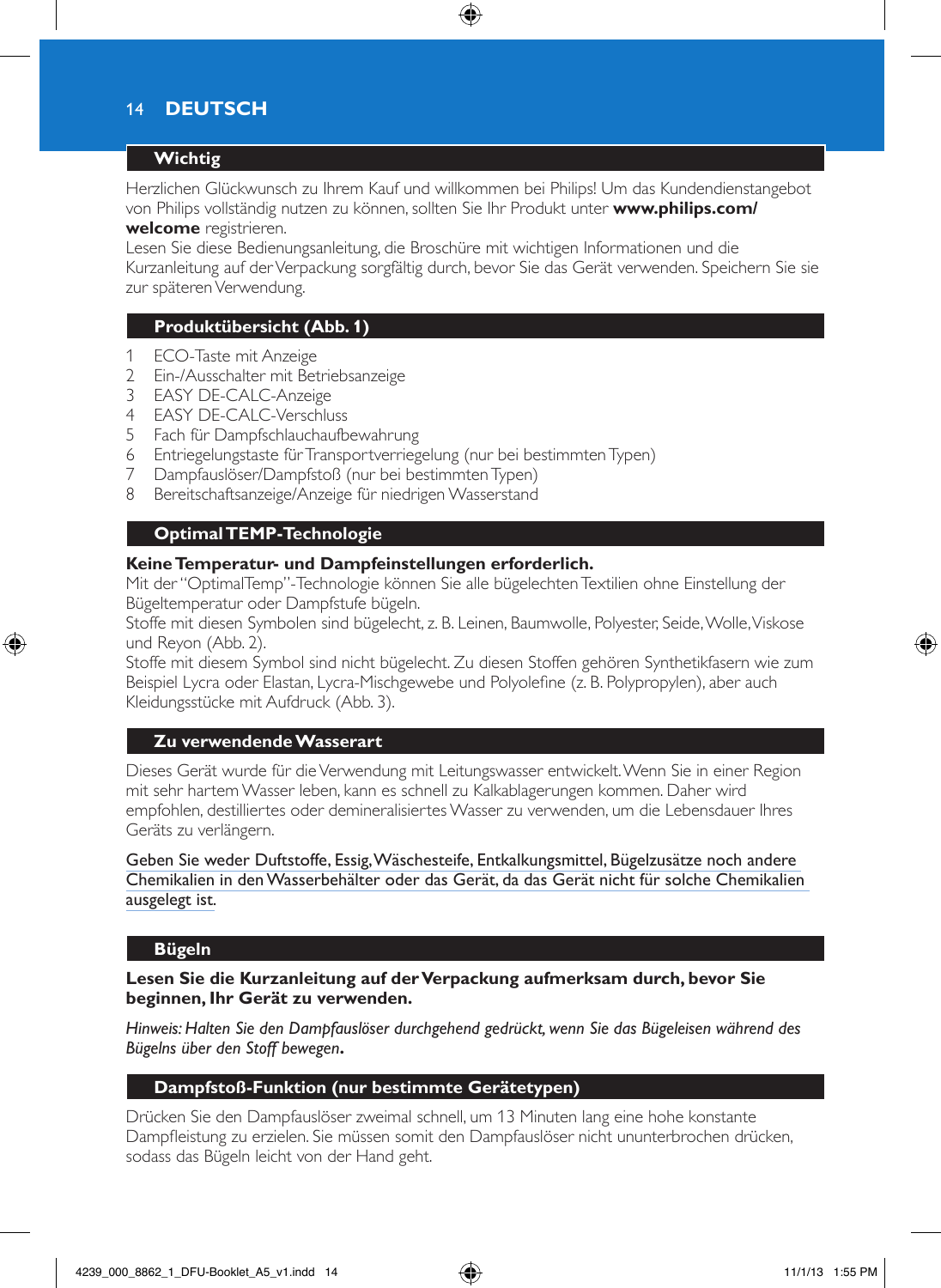## Wichtig

Herzlichen Glückwunsch zu Ihrem Kauf und willkommen bei Philips! Um das Kundendienstangebot von Philips vollständig nutzen zu können, sollten Sie Ihr Produkt unter **www.philips.com/welcome** registrieren.
Lesen Sie diese Bedienungsanleitung, die Broschüre mit wichtigen Informationen und die Kurzanleitung auf der Verpackung sorgfältig durch, bevor Sie das Gerät verwenden. Speichern Sie sie zur späteren Verwendung.

## Produktübersicht (Abb. 1)

1. ECO-Taste mit Anzeige
2. Ein-/Ausschalter mit Betriebsanzeige
3. EASY DE-CALC-Anzeige
4. EASY DE-CALC-Verschluss
5. Fach für Dampfschlauchaufbewahrung
6. Entriegelungstaste für Transportverriegelung (nur bei bestimmten Typen)
7. Dampfauslöser/Dampfstoß (nur bei bestimmten Typen)
8. Bereitschaftsanzeige/Anzeige für niedrigen Wasserstand

## OptimalTEMP-Technologie

**Keine Temperatur- und Dampfeinstellungen erforderlich.**
Mit der "OptimalTemp"-Technologie können Sie alle bügelechten Textilien ohne Einstellung der Bügeltemperatur oder Dampfstufe bügeln.
Stoffe mit diesen Symbolen sind bügelecht, z. B. Leinen, Baumwolle, Polyester, Seide, Wolle, Viskose und Reyon (Abb. 2).
Stoffe mit diesem Symbol sind nicht bügelecht. Zu diesen Stoffen gehören Synthetikfasern wie zum Beispiel Lycra oder Elastan, Lycra-Mischgewebe und Polyolefine (z. B. Polypropylen), aber auch Kleidungsstücke mit Aufdruck (Abb. 3).

## Zu verwendende Wasserart

Dieses Gerät wurde für die Verwendung mit Leitungswasser entwickelt. Wenn Sie in einer Region mit sehr hartem Wasser leben, kann es schnell zu Kalkablagerungen kommen. Daher wird empfohlen, destilliertes oder demineralisiertes Wasser zu verwenden, um die Lebensdauer Ihres Geräts zu verlängern.

Geben Sie weder Duftstoffe, Essig, Wäschesteife, Entkalkungsmittel, Bügelzusätze noch andere Chemikalien in den Wasserbehälter oder das Gerät, da das Gerät nicht für solche Chemikalien ausgelegt ist.

## Bügeln

**Lesen Sie die Kurzanleitung auf der Verpackung aufmerksam durch, bevor Sie beginnen, Ihr Gerät zu verwenden.**

*Hinweis: Halten Sie den Dampfauslöser durchgehend gedrückt, wenn Sie das Bügeleisen während des Bügelns über den Stoff bewegen.*

## Dampfstoß-Funktion (nur bestimmte Gerätetypen)

Drücken Sie den Dampfauslöser zweimal schnell, um 13 Minuten lang eine hohe konstante Dampfleistung zu erzielen. Sie müssen somit den Dampfauslöser nicht ununterbrochen drücken, sodass das Bügeln leicht von der Hand geht.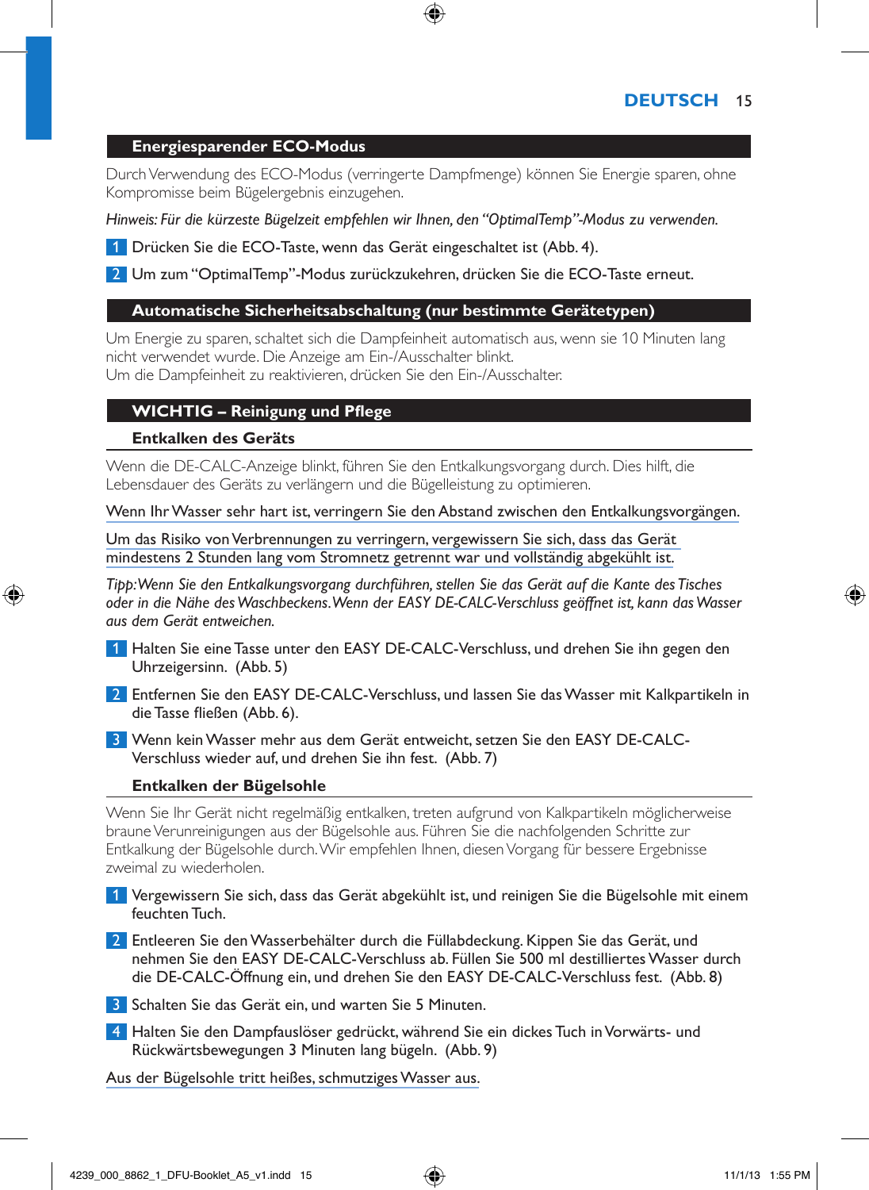## Energiesparender ECO-Modus

Durch Verwendung des ECO-Modus (verringerte Dampfmenge) können Sie Energie sparen, ohne Kompromisse beim Bügelergebnis einzugehen.

*Hinweis: Für die kürzeste Bügelzeit empfehlen wir Ihnen, den "OptimalTemp"-Modus zu verwenden.*

1. Drücken Sie die ECO-Taste, wenn das Gerät eingeschaltet ist (Abb. 4).
2. Um zum "OptimalTemp"-Modus zurückzukehren, drücken Sie die ECO-Taste erneut.

## Automatische Sicherheitsabschaltung (nur bestimmte Gerätetypen)

Um Energie zu sparen, schaltet sich die Dampfeinheit automatisch aus, wenn sie 10 Minuten lang nicht verwendet wurde. Die Anzeige am Ein-/Ausschalter blinkt.
Um die Dampfeinheit zu reaktivieren, drücken Sie den Ein-/Ausschalter.

## WICHTIG – Reinigung und Pflege

### Entkalken des Geräts

Wenn die DE-CALC-Anzeige blinkt, führen Sie den Entkalkungsvorgang durch. Dies hilft, die Lebensdauer des Geräts zu verlängern und die Bügelleistung zu optimieren.

Wenn Ihr Wasser sehr hart ist, verringern Sie den Abstand zwischen den Entkalkungsvorgängen.

Um das Risiko von Verbrennungen zu verringern, vergewissern Sie sich, dass das Gerät mindestens 2 Stunden lang vom Stromnetz getrennt war und vollständig abgekühlt ist.

*Tipp: Wenn Sie den Entkalkungsvorgang durchführen, stellen Sie das Gerät auf die Kante des Tisches oder in die Nähe des Waschbeckens. Wenn der EASY DE-CALC-Verschluss geöffnet ist, kann das Wasser aus dem Gerät entweichen.*

1. Halten Sie eine Tasse unter den EASY DE-CALC-Verschluss, und drehen Sie ihn gegen den Uhrzeigersinn. (Abb. 5)
2. Entfernen Sie den EASY DE-CALC-Verschluss, und lassen Sie das Wasser mit Kalkpartikeln in die Tasse fließen (Abb. 6).
3. Wenn kein Wasser mehr aus dem Gerät entweicht, setzen Sie den EASY DE-CALC-Verschluss wieder auf, und drehen Sie ihn fest. (Abb. 7)

### Entkalken der Bügelsohle

Wenn Sie Ihr Gerät nicht regelmäßig entkalken, treten aufgrund von Kalkpartikeln möglicherweise braune Verunreinigungen aus der Bügelsohle aus. Führen Sie die nachfolgenden Schritte zur Entkalkung der Bügelsohle durch. Wir empfehlen Ihnen, diesen Vorgang für bessere Ergebnisse zweimal zu wiederholen.

1. Vergewissern Sie sich, dass das Gerät abgekühlt ist, und reinigen Sie die Bügelsohle mit einem feuchten Tuch.
2. Entleeren Sie den Wasserbehälter durch die Füllabdeckung. Kippen Sie das Gerät, und nehmen Sie den EASY DE-CALC-Verschluss ab. Füllen Sie 500 ml destilliertes Wasser durch die DE-CALC-Öffnung ein, und drehen Sie den EASY DE-CALC-Verschluss fest. (Abb. 8)
3. Schalten Sie das Gerät ein, und warten Sie 5 Minuten.
4. Halten Sie den Dampfauslöser gedrückt, während Sie ein dickes Tuch in Vorwärts- und Rückwärtsbewegungen 3 Minuten lang bügeln. (Abb. 9)

Aus der Bügelsohle tritt heißes, schmutziges Wasser aus.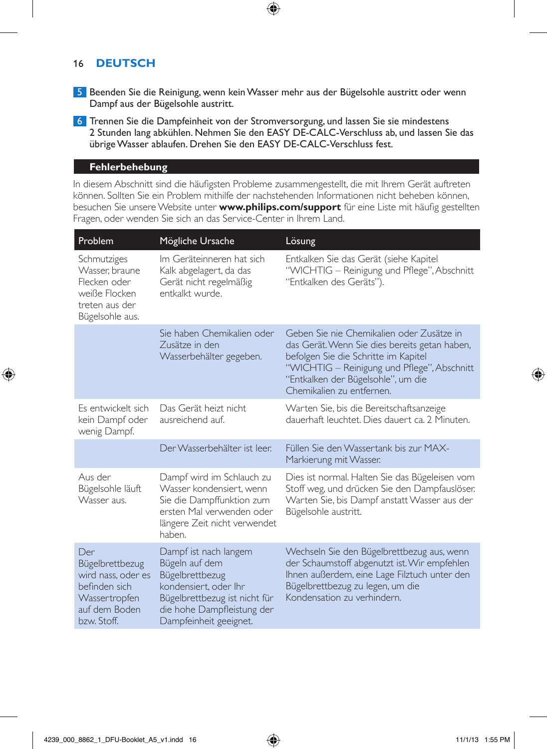5 Beenden Sie die Reinigung, wenn kein Wasser mehr aus der Bügelsohle austritt oder wenn Dampf aus der Bügelsohle austritt.

6 Trennen Sie die Dampfeinheit von der Stromversorgung, und lassen Sie sie mindestens 2 Stunden lang abkühlen. Nehmen Sie den EASY DE-CALC-Verschluss ab, und lassen Sie das übrige Wasser ablaufen. Drehen Sie den EASY DE-CALC-Verschluss fest.

## Fehlerbehebung

In diesem Abschnitt sind die häufigsten Probleme zusammengestellt, die mit Ihrem Gerät auftreten können. Sollten Sie ein Problem mithilfe der nachstehenden Informationen nicht beheben können, besuchen Sie unsere Website unter **www.philips.com/support** für eine Liste mit häufig gestellten Fragen, oder wenden Sie sich an das Service-Center in Ihrem Land.

| Problem | Mögliche Ursache | Lösung |
|---|---|---|
| Schmutziges Wasser, braune Flecken oder weiße Flocken treten aus der Bügelsohle aus. | Im Geräteinneren hat sich Kalk abgelagert, da das Gerät nicht regelmäßig entkalkt wurde. | Entkalken Sie das Gerät (siehe Kapitel “WICHTIG – Reinigung und Pflege”, Abschnitt “Entkalken des Geräts”). |
| | Sie haben Chemikalien oder Zusätze in den Wasserbehälter gegeben. | Geben Sie nie Chemikalien oder Zusätze in das Gerät. Wenn Sie dies bereits getan haben, befolgen Sie die Schritte im Kapitel “WICHTIG – Reinigung und Pflege”, Abschnitt “Entkalken der Bügelsohle”, um die Chemikalien zu entfernen. |
| Es entwickelt sich kein Dampf oder wenig Dampf. | Das Gerät heizt nicht ausreichend auf. | Warten Sie, bis die Bereitschaftsanzeige dauerhaft leuchtet. Dies dauert ca. 2 Minuten. |
| | Der Wasserbehälter ist leer. | Füllen Sie den Wassertank bis zur MAX-Markierung mit Wasser. |
| Aus der Bügelsohle läuft Wasser aus. | Dampf wird im Schlauch zu Wasser kondensiert, wenn Sie die Dampffunktion zum ersten Mal verwenden oder längere Zeit nicht verwendet haben. | Dies ist normal. Halten Sie das Bügeleisen vom Stoff weg, und drücken Sie den Dampfauslöser. Warten Sie, bis Dampf anstatt Wasser aus der Bügelsohle austritt. |
| Der Bügelbrettbezug wird nass, oder es befinden sich Wassertropfen auf dem Boden bzw. Stoff. | Dampf ist nach langem Bügeln auf dem Bügelbrettbezug kondensiert, oder Ihr Bügelbrettbezug ist nicht für die hohe Dampfleistung der Dampfeinheit geeignet. | Wechseln Sie den Bügelbrettbezug aus, wenn der Schaumstoff abgenutzt ist. Wir empfehlen Ihnen außerdem, eine Lage Filztuch unter den Bügelbrettbezug zu legen, um die Kondensation zu verhindern. |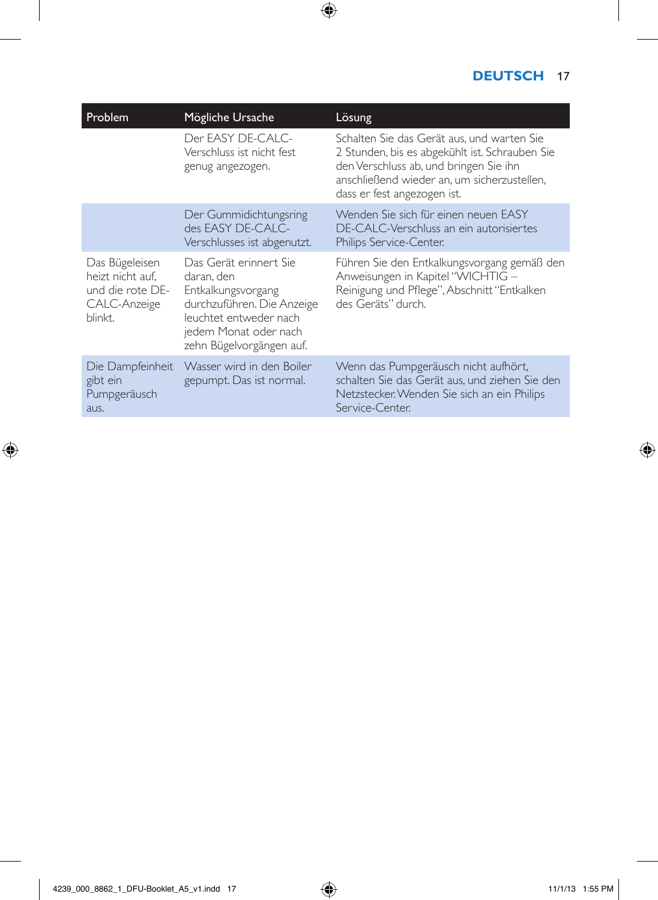| Problem | Mögliche Ursache | Lösung |
| --- | --- | --- |
| | Der EASY DE-CALC-Verschluss ist nicht fest genug angezogen. | Schalten Sie das Gerät aus, und warten Sie 2 Stunden, bis es abgekühlt ist. Schrauben Sie den Verschluss ab, und bringen Sie ihn anschließend wieder an, um sicherzustellen, dass er fest angezogen ist. |
| | Der Gummidichtungsring des EASY DE-CALC-Verschlusses ist abgenutzt. | Wenden Sie sich für einen neuen EASY DE-CALC-Verschluss an ein autorisiertes Philips Service-Center. |
| Das Bügeleisen heizt nicht auf, und die rote DE-CALC-Anzeige blinkt. | Das Gerät erinnert Sie daran, den Entkalkungsvorgang durchzuführen. Die Anzeige leuchtet entweder nach jedem Monat oder nach zehn Bügelvorgängen auf. | Führen Sie den Entkalkungsvorgang gemäß den Anweisungen in Kapitel "WICHTIG – Reinigung und Pflege", Abschnitt "Entkalken des Geräts" durch. |
| Die Dampfeinheit gibt ein Pumpgeräusch aus. | Wasser wird in den Boiler gepumpt. Das ist normal. | Wenn das Pumpgeräusch nicht aufhört, schalten Sie das Gerät aus, und ziehen Sie den Netzstecker. Wenden Sie sich an ein Philips Service-Center. |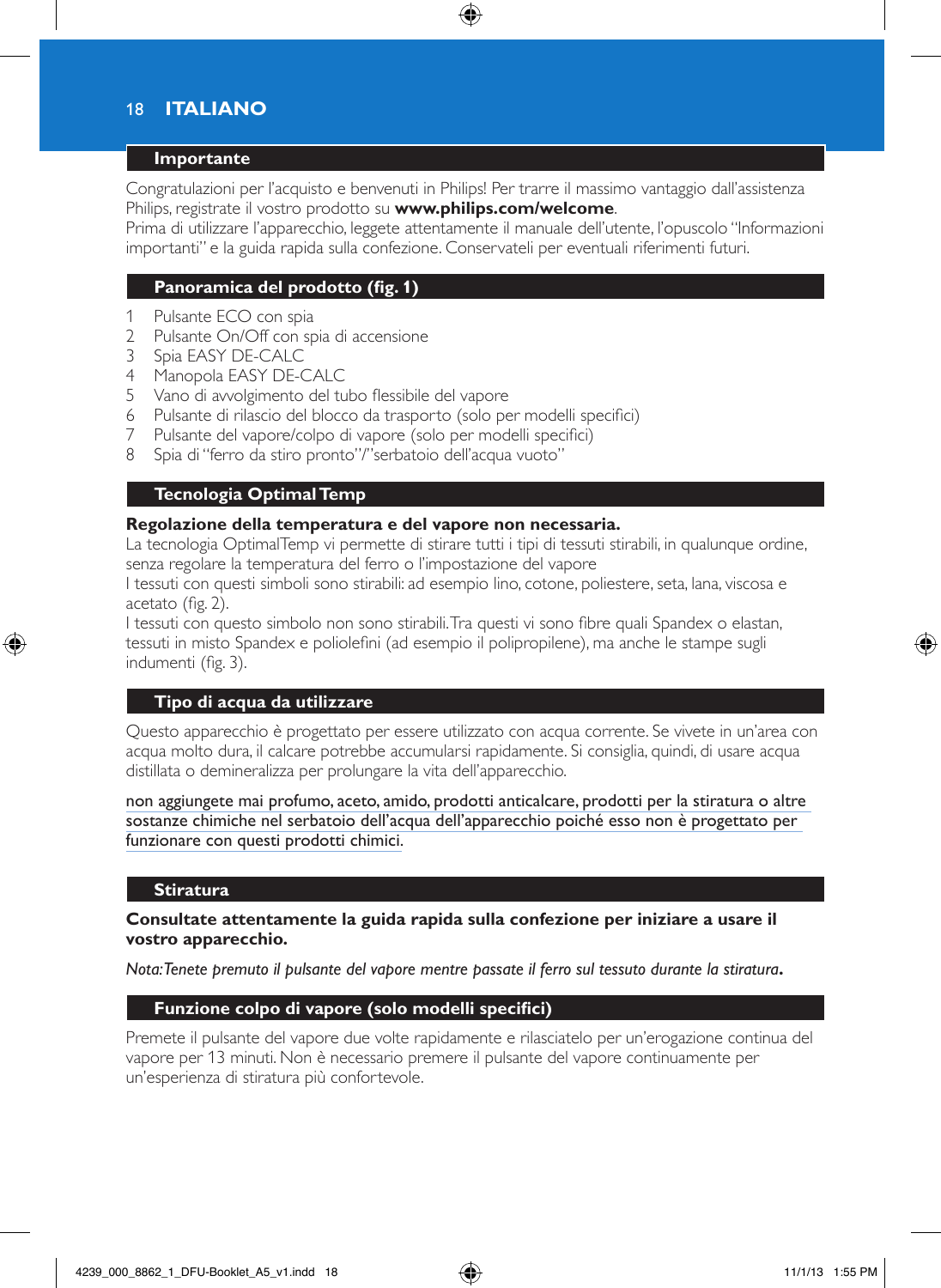## Importante

Congratulazioni per l'acquisto e benvenuti in Philips! Per trarre il massimo vantaggio dall'assistenza Philips, registrate il vostro prodotto su **www.philips.com/welcome**.
Prima di utilizzare l'apparecchio, leggete attentamente il manuale dell'utente, l'opuscolo "Informazioni importanti" e la guida rapida sulla confezione. Conservateli per eventuali riferimenti futuri.

## Panoramica del prodotto (fig. 1)

1. Pulsante ECO con spia
2. Pulsante On/Off con spia di accensione
3. Spia EASY DE-CALC
4. Manopola EASY DE-CALC
5. Vano di avvolgimento del tubo flessibile del vapore
6. Pulsante di rilascio del blocco da trasporto (solo per modelli specifici)
7. Pulsante del vapore/colpo di vapore (solo per modelli specifici)
8. Spia di "ferro da stiro pronto"/"serbatoio dell'acqua vuoto"

## Tecnologia Optimal Temp

**Regolazione della temperatura e del vapore non necessaria.**
La tecnologia OptimalTemp vi permette di stirare tutti i tipi di tessuti stirabili, in qualunque ordine, senza regolare la temperatura del ferro o l'impostazione del vapore
I tessuti con questi simboli sono stirabili: ad esempio lino, cotone, poliestere, seta, lana, viscosa e acetato (fig. 2).
I tessuti con questo simbolo non sono stirabili. Tra questi vi sono fibre quali Spandex o elastan, tessuti in misto Spandex e poliolefini (ad esempio il polipropilene), ma anche le stampe sugli indumenti (fig. 3).

## Tipo di acqua da utilizzare

Questo apparecchio è progettato per essere utilizzato con acqua corrente. Se vivete in un'area con acqua molto dura, il calcare potrebbe accumularsi rapidamente. Si consiglia, quindi, di usare acqua distillata o demineralizza per prolungare la vita dell'apparecchio.

non aggiungete mai profumo, aceto, amido, prodotti anticalcare, prodotti per la stiratura o altre sostanze chimiche nel serbatoio dell'acqua dell'apparecchio poiché esso non è progettato per funzionare con questi prodotti chimici.

## Stiratura

**Consultate attentamente la guida rapida sulla confezione per iniziare a usare il vostro apparecchio.**

*Nota: Tenete premuto il pulsante del vapore mentre passate il ferro sul tessuto durante la stiratura.*

## Funzione colpo di vapore (solo modelli specifici)

Premete il pulsante del vapore due volte rapidamente e rilasciatelo per un'erogazione continua del vapore per 13 minuti. Non è necessario premere il pulsante del vapore continuamente per un'esperienza di stiratura più confortevole.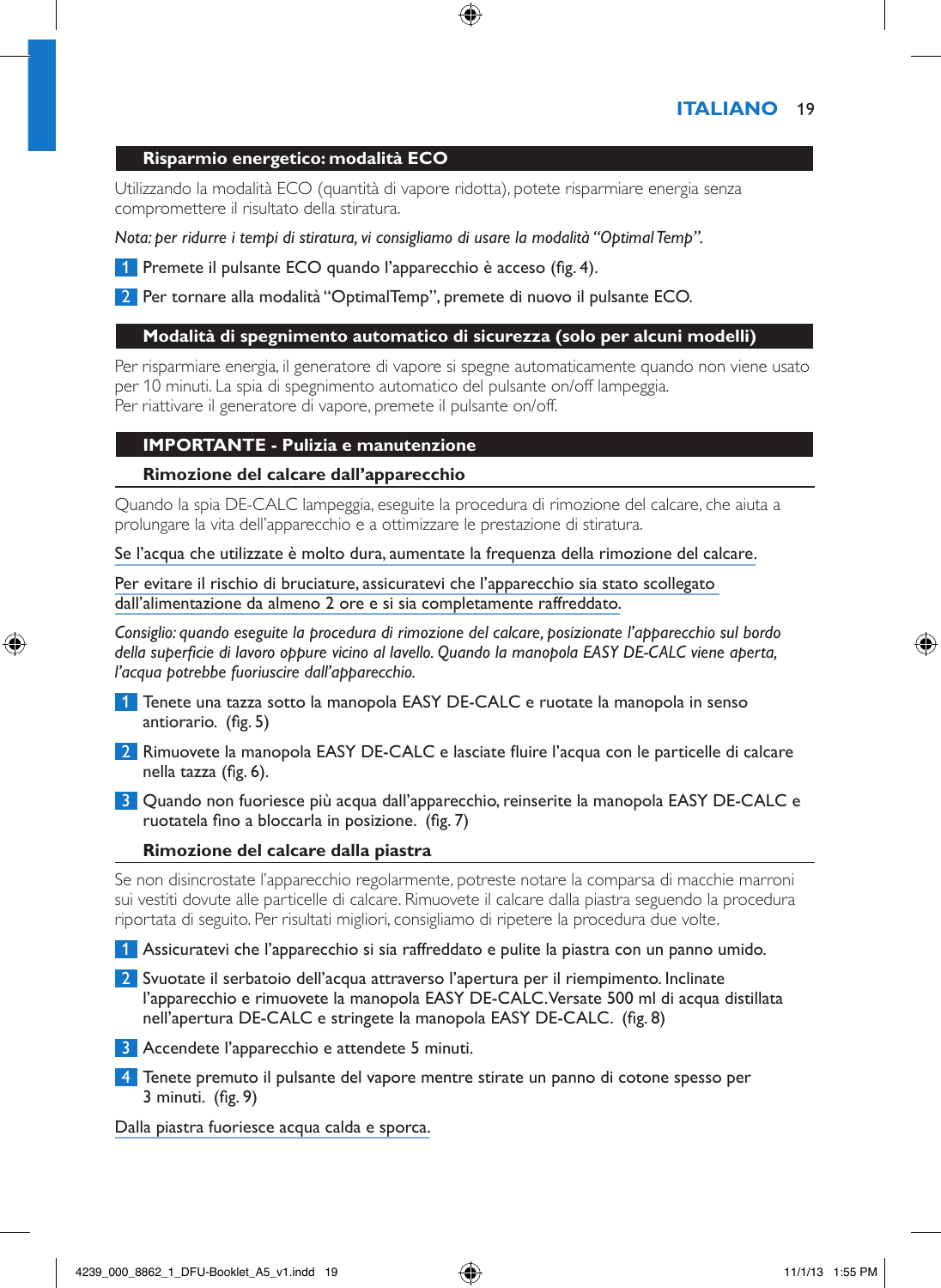## Risparmio energetico: modalità ECO

Utilizzando la modalità ECO (quantità di vapore ridotta), potete risparmiare energia senza compromettere il risultato della stiratura.

*Nota: per ridurre i tempi di stiratura, vi consigliamo di usare la modalità "OptimalTemp".*

1. Premete il pulsante ECO quando l'apparecchio è acceso (fig. 4).
2. Per tornare alla modalità "OptimalTemp", premete di nuovo il pulsante ECO.

## Modalità di spegnimento automatico di sicurezza (solo per alcuni modelli)

Per risparmiare energia, il generatore di vapore si spegne automaticamente quando non viene usato per 10 minuti. La spia di spegnimento automatico del pulsante on/off lampeggia.
Per riattivare il generatore di vapore, premete il pulsante on/off.

## IMPORTANTE - Pulizia e manutenzione

### Rimozione del calcare dall'apparecchio

Quando la spia DE-CALC lampeggia, eseguite la procedura di rimozione del calcare, che aiuta a prolungare la vita dell'apparecchio e a ottimizzare le prestazione di stiratura.

Se l'acqua che utilizzate è molto dura, aumentate la frequenza della rimozione del calcare.

Per evitare il rischio di bruciature, assicuratevi che l'apparecchio sia stato scollegato dall'alimentazione da almeno 2 ore e si sia completamente raffreddato.

*Consiglio: quando eseguite la procedura di rimozione del calcare, posizionate l'apparecchio sul bordo della superficie di lavoro oppure vicino al lavello. Quando la manopola EASY DE-CALC viene aperta, l'acqua potrebbe fuoriuscire dall'apparecchio.*

1. Tenete una tazza sotto la manopola EASY DE-CALC e ruotate la manopola in senso antiorario. (fig. 5)
2. Rimuovete la manopola EASY DE-CALC e lasciate fluire l'acqua con le particelle di calcare nella tazza (fig. 6).
3. Quando non fuoriesce più acqua dall'apparecchio, reinserite la manopola EASY DE-CALC e ruotatela fino a bloccarla in posizione. (fig. 7)

### Rimozione del calcare dalla piastra

Se non disincrostate l'apparecchio regolarmente, potreste notare la comparsa di macchie marroni sui vestiti dovute alle particelle di calcare. Rimuovete il calcare dalla piastra seguendo la procedura riportata di seguito. Per risultati migliori, consigliamo di ripetere la procedura due volte.

1. Assicuratevi che l'apparecchio si sia raffreddato e pulite la piastra con un panno umido.
2. Svuotate il serbatoio dell'acqua attraverso l'apertura per il riempimento. Inclinate l'apparecchio e rimuovete la manopola EASY DE-CALC. Versate 500 ml di acqua distillata nell'apertura DE-CALC e stringete la manopola EASY DE-CALC. (fig. 8)
3. Accendete l'apparecchio e attendete 5 minuti.
4. Tenete premuto il pulsante del vapore mentre stirate un panno di cotone spesso per 3 minuti. (fig. 9)

Dalla piastra fuoriesce acqua calda e sporca.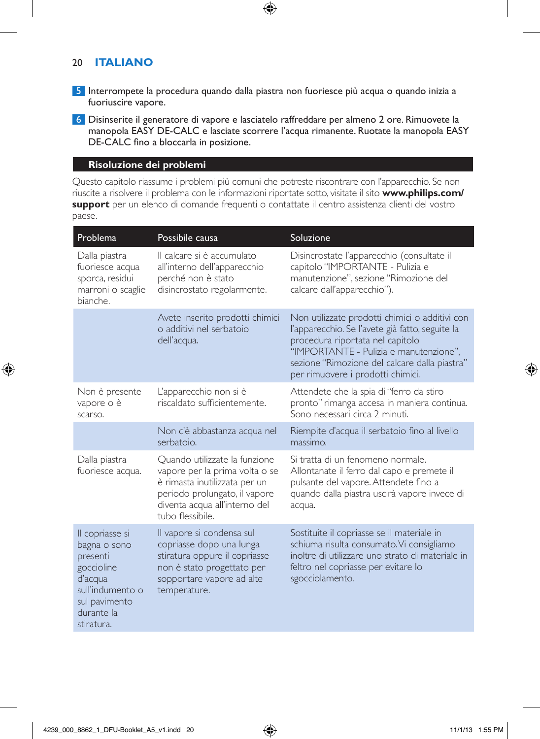5 Interrompete la procedura quando dalla piastra non fuoriesce più acqua o quando inizia a fuoriuscire vapore.

6 Disinserite il generatore di vapore e lasciatelo raffreddare per almeno 2 ore. Rimuovete la manopola EASY DE-CALC e lasciate scorrere l'acqua rimanente. Ruotate la manopola EASY DE-CALC fino a bloccarla in posizione.

## Risoluzione dei problemi

Questo capitolo riassume i problemi più comuni che potreste riscontrare con l'apparecchio. Se non riuscite a risolvere il problema con le informazioni riportate sotto, visitate il sito **www.philips.com/support** per un elenco di domande frequenti o contattate il centro assistenza clienti del vostro paese.

| Problema | Possibile causa | Soluzione |
|---|---|---|
| Dalla piastra fuoriesce acqua sporca, residui marroni o scaglie bianche. | Il calcare si è accumulato all'interno dell'apparecchio perché non è stato disincrostato regolarmente. | Disincrostate l'apparecchio (consultate il capitolo "IMPORTANTE - Pulizia e manutenzione", sezione "Rimozione del calcare dall'apparecchio"). |
| | Avete inserito prodotti chimici o additivi nel serbatoio dell'acqua. | Non utilizzate prodotti chimici o additivi con l'apparecchio. Se l'avete già fatto, seguite la procedura riportata nel capitolo "IMPORTANTE - Pulizia e manutenzione", sezione "Rimozione del calcare dalla piastra" per rimuovere i prodotti chimici. |
| Non è presente vapore o è scarso. | L'apparecchio non si è riscaldato sufficientemente. | Attendete che la spia di "ferro da stiro pronto" rimanga accesa in maniera continua. Sono necessari circa 2 minuti. |
| | Non c'è abbastanza acqua nel serbatoio. | Riempite d'acqua il serbatoio fino al livello massimo. |
| Dalla piastra fuoriesce acqua. | Quando utilizzate la funzione vapore per la prima volta o se è rimasta inutilizzata per un periodo prolungato, il vapore diventa acqua all'interno del tubo flessibile. | Si tratta di un fenomeno normale. Allontanate il ferro dal capo e premete il pulsante del vapore. Attendete fino a quando dalla piastra uscirà vapore invece di acqua. |
| Il copriasse si bagna o sono presenti goccioline d'acqua sull'indumento o sul pavimento durante la stiratura. | Il vapore si condensa sul copriasse dopo una lunga stiratura oppure il copriasse non è stato progettato per sopportare vapore ad alte temperature. | Sostituite il copriasse se il materiale in schiuma risulta consumato. Vi consigliamo inoltre di utilizzare uno strato di materiale in feltro nel copriasse per evitare lo sgocciolamento. |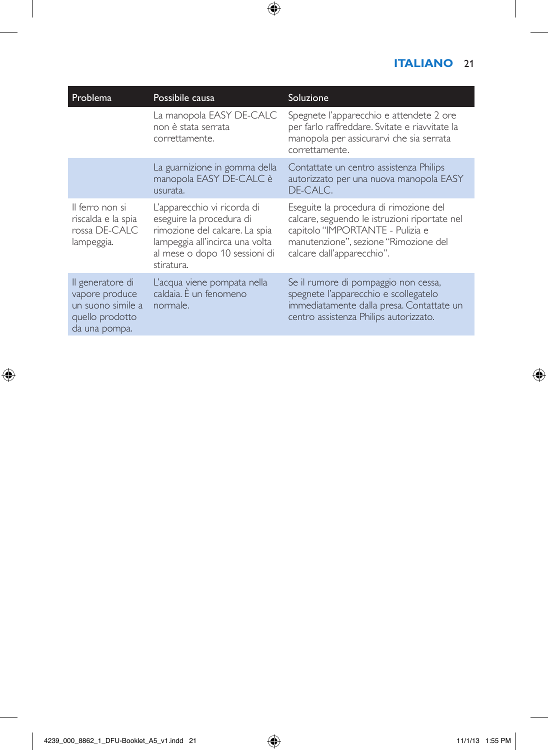| Problema | Possibile causa | Soluzione |
|---|---|---|
| | La manopola EASY DE-CALC non è stata serrata correttamente. | Spegnete l'apparecchio e attendete 2 ore per farlo raffreddare. Svitate e riavvitate la manopola per assicurarvi che sia serrata correttamente. |
| | La guarnizione in gomma della manopola EASY DE-CALC è usurata. | Contattate un centro assistenza Philips autorizzato per una nuova manopola EASY DE-CALC. |
| Il ferro non si riscalda e la spia rossa DE-CALC lampeggia. | L'apparecchio vi ricorda di eseguire la procedura di rimozione del calcare. La spia lampeggia all'incirca una volta al mese o dopo 10 sessioni di stiratura. | Eseguite la procedura di rimozione del calcare, seguendo le istruzioni riportate nel capitolo "IMPORTANTE - Pulizia e manutenzione", sezione "Rimozione del calcare dall'apparecchio". |
| Il generatore di vapore produce un suono simile a quello prodotto da una pompa. | L'acqua viene pompata nella caldaia. È un fenomeno normale. | Se il rumore di pompaggio non cessa, spegnete l'apparecchio e scollegatelo immediatamente dalla presa. Contattate un centro assistenza Philips autorizzato. |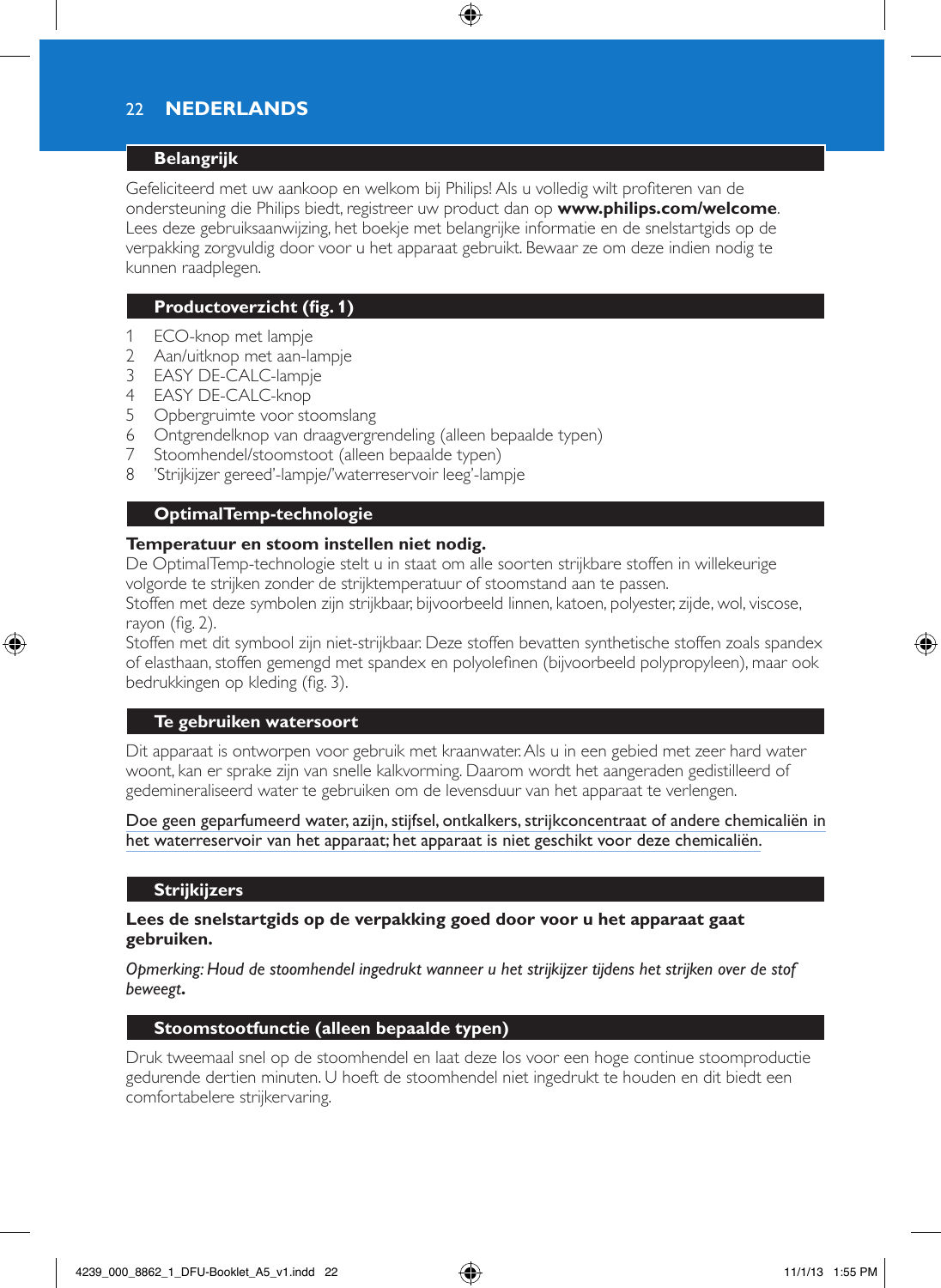# NEDERLANDS

## Belangrijk

Gefeliciteerd met uw aankoop en welkom bij Philips! Als u volledig wilt profiteren van de ondersteuning die Philips biedt, registreer uw product dan op **www.philips.com/welcome**. Lees deze gebruiksaanwijzing, het boekje met belangrijke informatie en de snelstartgids op de verpakking zorgvuldig door voor u het apparaat gebruikt. Bewaar ze om deze indien nodig te kunnen raadplegen.

## Productoverzicht (fig. 1)

1. ECO-knop met lampje
2. Aan/uitknop met aan-lampje
3. EASY DE-CALC-lampje
4. EASY DE-CALC-knop
5. Opbergruimte voor stoomslang
6. Ontgrendelknop van draagvergrendeling (alleen bepaalde typen)
7. Stoomhendel/stoomstoot (alleen bepaalde typen)
8. 'Strijkijzer gereed'-lampje/'waterreservoir leeg'-lampje

## OptimalTemp-technologie

**Temperatuur en stoom instellen niet nodig.**

De OptimalTemp-technologie stelt u in staat om alle soorten strijkbare stoffen in willekeurige volgorde te strijken zonder de strijktemperatuur of stoomstand aan te passen.

Stoffen met deze symbolen zijn strijkbaar, bijvoorbeeld linnen, katoen, polyester, zijde, wol, viscose, rayon (fig. 2).

Stoffen met dit symbool zijn niet-strijkbaar. Deze stoffen bevatten synthetische stoffen zoals spandex of elasthaan, stoffen gemengd met spandex en polyolefinen (bijvoorbeeld polypropyleen), maar ook bedrukkingen op kleding (fig. 3).

## Te gebruiken watersoort

Dit apparaat is ontworpen voor gebruik met kraanwater. Als u in een gebied met zeer hard water woont, kan er sprake zijn van snelle kalkvorming. Daarom wordt het aangeraden gedistilleerd of gedemineraliseerd water te gebruiken om de levensduur van het apparaat te verlengen.

Doe geen geparfumeerd water, azijn, stijfsel, ontkalkers, strijkconcentraat of andere chemicaliën in het waterreservoir van het apparaat; het apparaat is niet geschikt voor deze chemicaliën.

## Strijkijzers

**Lees de snelstartgids op de verpakking goed door voor u het apparaat gaat gebruiken.**

*Opmerking: Houd de stoomhendel ingedrukt wanneer u het strijkijzer tijdens het strijken over de stof beweegt.*

## Stoomstootfunctie (alleen bepaalde typen)

Druk tweemaal snel op de stoomhendel en laat deze los voor een hoge continue stoomproductie gedurende dertien minuten. U hoeft de stoomhendel niet ingedrukt te houden en dit biedt een comfortabelere strijkervaring.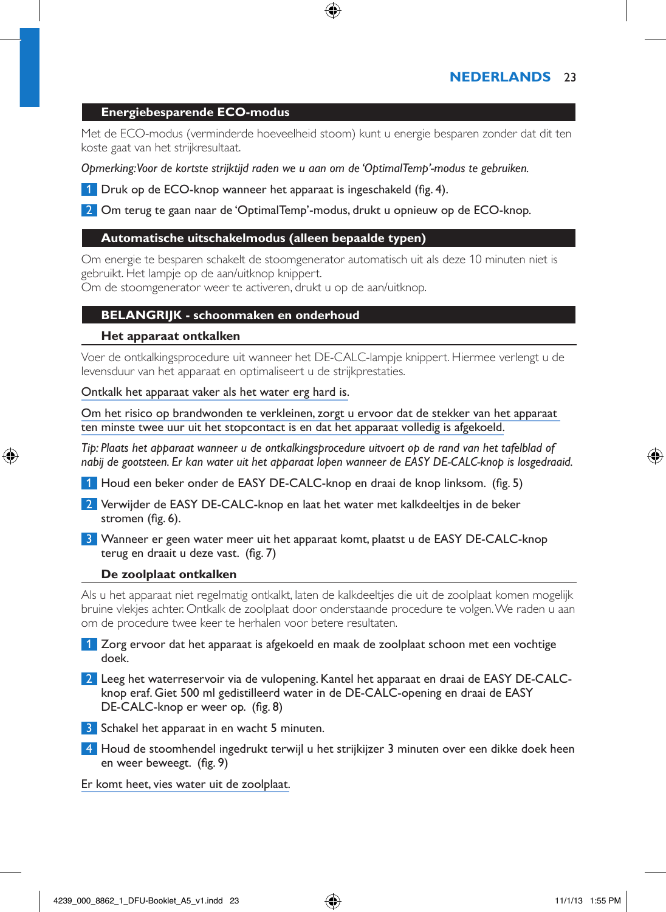## Energiebesparende ECO-modus

Met de ECO-modus (verminderde hoeveelheid stoom) kunt u energie besparen zonder dat dit ten koste gaat van het strijkresultaat.

*Opmerking: Voor de kortste strijktijd raden we u aan om de 'OptimalTemp'-modus te gebruiken.*

1. Druk op de ECO-knop wanneer het apparaat is ingeschakeld (fig. 4).
2. Om terug te gaan naar de 'OptimalTemp'-modus, drukt u opnieuw op de ECO-knop.

## Automatische uitschakelmodus (alleen bepaalde typen)

Om energie te besparen schakelt de stoomgenerator automatisch uit als deze 10 minuten niet is gebruikt. Het lampje op de aan/uitknop knippert.
Om de stoomgenerator weer te activeren, drukt u op de aan/uitknop.

## BELANGRIJK - schoonmaken en onderhoud

### Het apparaat ontkalken

Voer de ontkalkingsprocedure uit wanneer het DE-CALC-lampje knippert. Hiermee verlengt u de levensduur van het apparaat en optimaliseert u de strijkprestaties.

Ontkalk het apparaat vaker als het water erg hard is.

Om het risico op brandwonden te verkleinen, zorgt u ervoor dat de stekker van het apparaat ten minste twee uur uit het stopcontact is en dat het apparaat volledig is afgekoeld.

*Tip: Plaats het apparaat wanneer u de ontkalkingsprocedure uitvoert op de rand van het tafelblad of nabij de gootsteen. Er kan water uit het apparaat lopen wanneer de EASY DE-CALC-knop is losgedraaid.*

1. Houd een beker onder de EASY DE-CALC-knop en draai de knop linksom. (fig. 5)
2. Verwijder de EASY DE-CALC-knop en laat het water met kalkdeeltjes in de beker stromen (fig. 6).
3. Wanneer er geen water meer uit het apparaat komt, plaatst u de EASY DE-CALC-knop terug en draait u deze vast. (fig. 7)

### De zoolplaat ontkalken

Als u het apparaat niet regelmatig ontkalkt, laten de kalkdeeltjes die uit de zoolplaat komen mogelijk bruine vlekjes achter. Ontkalk de zoolplaat door onderstaande procedure te volgen. We raden u aan om de procedure twee keer te herhalen voor betere resultaten.

1. Zorg ervoor dat het apparaat is afgekoeld en maak de zoolplaat schoon met een vochtige doek.
2. Leeg het waterreservoir via de vulopening. Kantel het apparaat en draai de EASY DE-CALC-knop eraf. Giet 500 ml gedistilleerd water in de DE-CALC-opening en draai de EASY DE-CALC-knop er weer op. (fig. 8)
3. Schakel het apparaat in en wacht 5 minuten.
4. Houd de stoomhendel ingedrukt terwijl u het strijkijzer 3 minuten over een dikke doek heen en weer beweegt. (fig. 9)

Er komt heet, vies water uit de zoolplaat.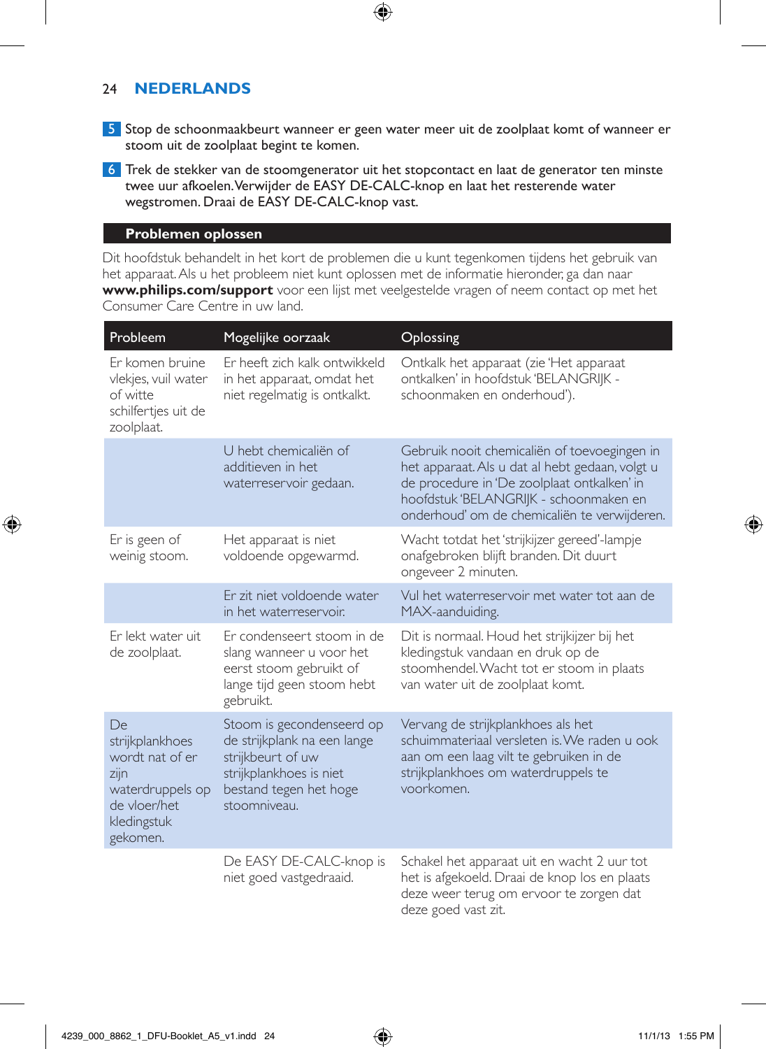5 Stop de schoonmaakbeurt wanneer er geen water meer uit de zoolplaat komt of wanneer er stoom uit de zoolplaat begint te komen.

6 Trek de stekker van de stoomgenerator uit het stopcontact en laat de generator ten minste twee uur afkoelen. Verwijder de EASY DE-CALC-knop en laat het resterende water wegstromen. Draai de EASY DE-CALC-knop vast.

## Problemen oplossen

Dit hoofdstuk behandelt in het kort de problemen die u kunt tegenkomen tijdens het gebruik van het apparaat. Als u het probleem niet kunt oplossen met de informatie hieronder, ga dan naar **www.philips.com/support** voor een lijst met veelgestelde vragen of neem contact op met het Consumer Care Centre in uw land.

| Probleem | Mogelijke oorzaak | Oplossing |
|---|---|---|
| Er komen bruine vlekjes, vuil water of witte schilfertjes uit de zoolplaat. | Er heeft zich kalk ontwikkeld in het apparaat, omdat het niet regelmatig is ontkalkt. | Ontkalk het apparaat (zie 'Het apparaat ontkalken' in hoofdstuk 'BELANGRIJK - schoonmaken en onderhoud'). |
| | U hebt chemicaliën of additieven in het waterreservoir gedaan. | Gebruik nooit chemicaliën of toevoegingen in het apparaat. Als u dat al hebt gedaan, volgt u de procedure in 'De zoolplaat ontkalken' in hoofdstuk 'BELANGRIJK - schoonmaken en onderhoud' om de chemicaliën te verwijderen. |
| Er is geen of weinig stoom. | Het apparaat is niet voldoende opgewarmd. | Wacht totdat het 'strijkijzer gereed'-lampje onafgebroken blijft branden. Dit duurt ongeveer 2 minuten. |
| | Er zit niet voldoende water in het waterreservoir. | Vul het waterreservoir met water tot aan de MAX-aanduiding. |
| Er lekt water uit de zoolplaat. | Er condenseert stoom in de slang wanneer u voor het eerst stoom gebruikt of lange tijd geen stoom hebt gebruikt. | Dit is normaal. Houd het strijkijzer bij het kledingstuk vandaan en druk op de stoomhendel. Wacht tot er stoom in plaats van water uit de zoolplaat komt. |
| De strijkplankhoes wordt nat of er zijn waterdruppels op de vloer/het kledingstuk gekomen. | Stoom is gecondenseerd op de strijkplank na een lange strijkbeurt of uw strijkplankhoes is niet bestand tegen het hoge stoomniveau. | Vervang de strijkplankhoes als het schuimmateriaal versleten is. We raden u ook aan om een laag vilt te gebruiken in de strijkplankhoes om waterdruppels te voorkomen. |
| | De EASY DE-CALC-knop is niet goed vastgedraaid. | Schakel het apparaat uit en wacht 2 uur tot het is afgekoeld. Draai de knop los en plaats deze weer terug om ervoor te zorgen dat deze goed vast zit. |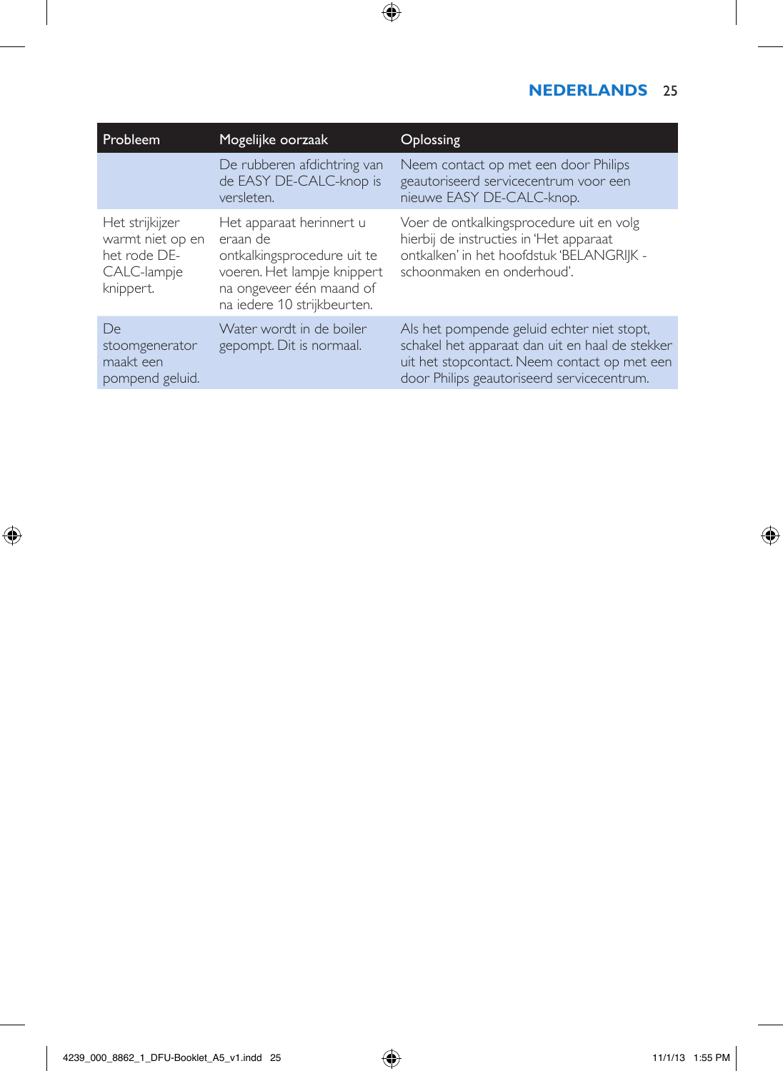| Probleem | Mogelijke oorzaak | Oplossing |
|---|---|---|
| | De rubberen afdichtring van de EASY DE-CALC-knop is versleten. | Neem contact op met een door Philips geautoriseerd servicecentrum voor een nieuwe EASY DE-CALC-knop. |
| Het strijkijzer warmt niet op en het rode DE-CALC-lampje knippert. | Het apparaat herinnert u eraan de ontkalkingsprocedure uit te voeren. Het lampje knippert na ongeveer één maand of na iedere 10 strijkbeurten. | Voer de ontkalkingsprocedure uit en volg hierbij de instructies in 'Het apparaat ontkalken' in het hoofdstuk 'BELANGRIJK - schoonmaken en onderhoud'. |
| De stoomgenerator maakt een pompend geluid. | Water wordt in de boiler gepompt. Dit is normaal. | Als het pompende geluid echter niet stopt, schakel het apparaat dan uit en haal de stekker uit het stopcontact. Neem contact op met een door Philips geautoriseerd servicecentrum. |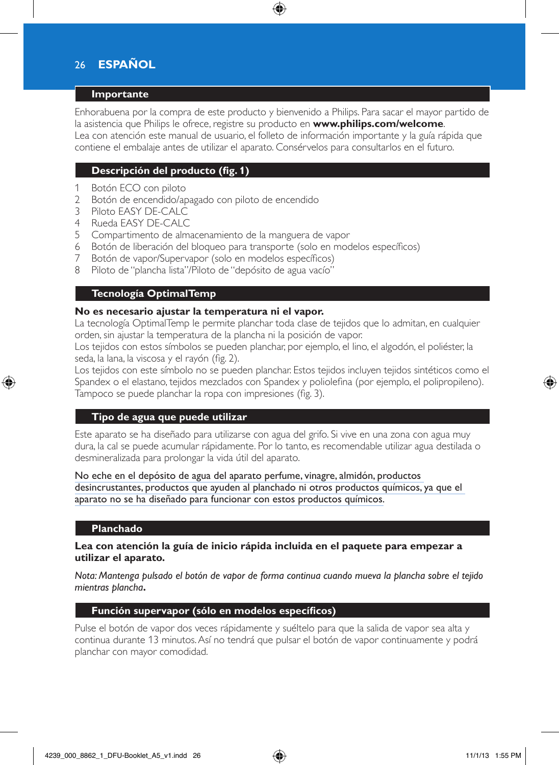## Importante

Enhorabuena por la compra de este producto y bienvenido a Philips. Para sacar el mayor partido de la asistencia que Philips le ofrece, registre su producto en **www.philips.com/welcome**.
Lea con atención este manual de usuario, el folleto de información importante y la guía rápida que contiene el embalaje antes de utilizar el aparato. Consérvelos para consultarlos en el futuro.

## Descripción del producto (fig. 1)

1. Botón ECO con piloto
2. Botón de encendido/apagado con piloto de encendido
3. Piloto EASY DE-CALC
4. Rueda EASY DE-CALC
5. Compartimento de almacenamiento de la manguera de vapor
6. Botón de liberación del bloqueo para transporte (solo en modelos específicos)
7. Botón de vapor/Supervapor (solo en modelos específicos)
8. Piloto de "plancha lista"/Piloto de "depósito de agua vacío"

## Tecnología OptimalTemp

**No es necesario ajustar la temperatura ni el vapor.**
La tecnología OptimalTemp le permite planchar toda clase de tejidos que lo admitan, en cualquier orden, sin ajustar la temperatura de la plancha ni la posición de vapor.
Los tejidos con estos símbolos se pueden planchar, por ejemplo, el lino, el algodón, el poliéster, la seda, la lana, la viscosa y el rayón (fig. 2).
Los tejidos con este símbolo no se pueden planchar. Estos tejidos incluyen tejidos sintéticos como el Spandex o el elastano, tejidos mezclados con Spandex y poliolefina (por ejemplo, el polipropileno). Tampoco se puede planchar la ropa con impresiones (fig. 3).

## Tipo de agua que puede utilizar

Este aparato se ha diseñado para utilizarse con agua del grifo. Si vive en una zona con agua muy dura, la cal se puede acumular rápidamente. Por lo tanto, es recomendable utilizar agua destilada o desmineralizada para prolongar la vida útil del aparato.

No eche en el depósito de agua del aparato perfume, vinagre, almidón, productos desincrustantes, productos que ayuden al planchado ni otros productos químicos, ya que el aparato no se ha diseñado para funcionar con estos productos químicos.

## Planchado

**Lea con atención la guía de inicio rápida incluida en el paquete para empezar a utilizar el aparato.**

*Nota: Mantenga pulsado el botón de vapor de forma continua cuando mueva la plancha sobre el tejido mientras plancha.*

## Función supervapor (sólo en modelos específicos)

Pulse el botón de vapor dos veces rápidamente y suéltelo para que la salida de vapor sea alta y continua durante 13 minutos. Así no tendrá que pulsar el botón de vapor continuamente y podrá planchar con mayor comodidad.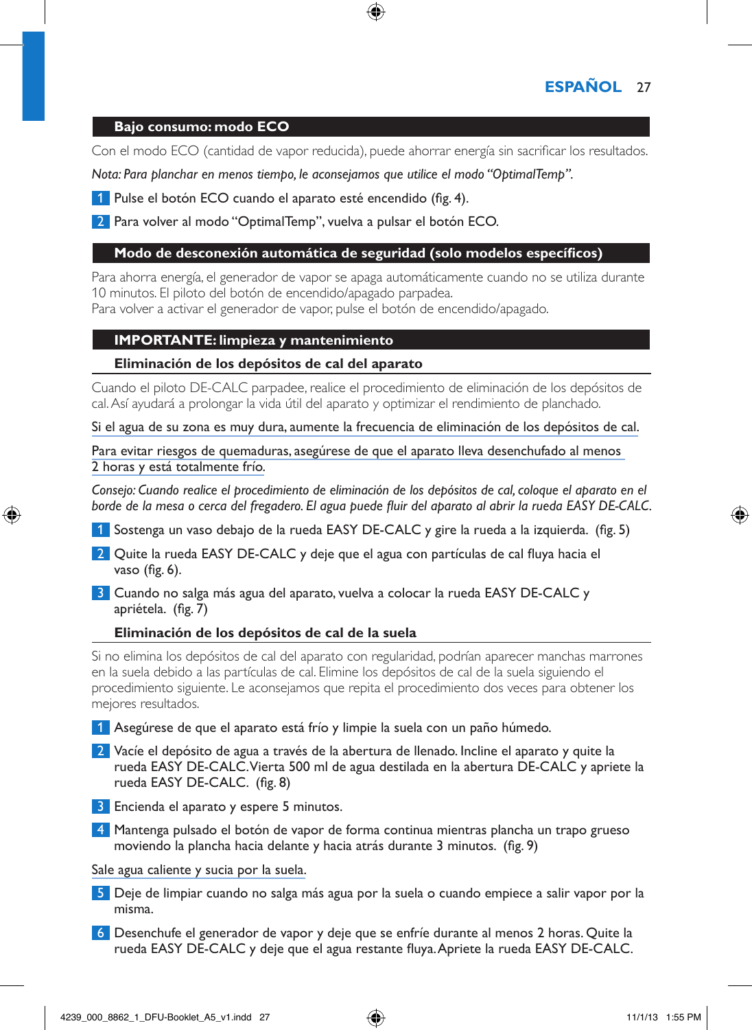## Bajo consumo: modo ECO

Con el modo ECO (cantidad de vapor reducida), puede ahorrar energía sin sacrificar los resultados.

*Nota: Para planchar en menos tiempo, le aconsejamos que utilice el modo "OptimalTemp".*

1. Pulse el botón ECO cuando el aparato esté encendido (fig. 4).
2. Para volver al modo "OptimalTemp", vuelva a pulsar el botón ECO.

## Modo de desconexión automática de seguridad (solo modelos específicos)

Para ahorra energía, el generador de vapor se apaga automáticamente cuando no se utiliza durante 10 minutos. El piloto del botón de encendido/apagado parpadea.
Para volver a activar el generador de vapor, pulse el botón de encendido/apagado.

## IMPORTANTE: limpieza y mantenimiento

### Eliminación de los depósitos de cal del aparato

Cuando el piloto DE-CALC parpadee, realice el procedimiento de eliminación de los depósitos de cal. Así ayudará a prolongar la vida útil del aparato y optimizar el rendimiento de planchado.

Si el agua de su zona es muy dura, aumente la frecuencia de eliminación de los depósitos de cal.

Para evitar riesgos de quemaduras, asegúrese de que el aparato lleva desenchufado al menos 2 horas y está totalmente frío.

*Consejo: Cuando realice el procedimiento de eliminación de los depósitos de cal, coloque el aparato en el borde de la mesa o cerca del fregadero. El agua puede fluir del aparato al abrir la rueda EASY DE-CALC.*

1. Sostenga un vaso debajo de la rueda EASY DE-CALC y gire la rueda a la izquierda. (fig. 5)
2. Quite la rueda EASY DE-CALC y deje que el agua con partículas de cal fluya hacia el vaso (fig. 6).
3. Cuando no salga más agua del aparato, vuelva a colocar la rueda EASY DE-CALC y apriétela. (fig. 7)

### Eliminación de los depósitos de cal de la suela

Si no elimina los depósitos de cal del aparato con regularidad, podrían aparecer manchas marrones en la suela debido a las partículas de cal. Elimine los depósitos de cal de la suela siguiendo el procedimiento siguiente. Le aconsejamos que repita el procedimiento dos veces para obtener los mejores resultados.

1. Asegúrese de que el aparato está frío y limpie la suela con un paño húmedo.
2. Vacíe el depósito de agua a través de la abertura de llenado. Incline el aparato y quite la rueda EASY DE-CALC. Vierta 500 ml de agua destilada en la abertura DE-CALC y apriete la rueda EASY DE-CALC. (fig. 8)
3. Encienda el aparato y espere 5 minutos.
4. Mantenga pulsado el botón de vapor de forma continua mientras plancha un trapo grueso moviendo la plancha hacia delante y hacia atrás durante 3 minutos. (fig. 9)

Sale agua caliente y sucia por la suela.

5. Deje de limpiar cuando no salga más agua por la suela o cuando empiece a salir vapor por la misma.
6. Desenchufe el generador de vapor y deje que se enfríe durante al menos 2 horas. Quite la rueda EASY DE-CALC y deje que el agua restante fluya. Apriete la rueda EASY DE-CALC.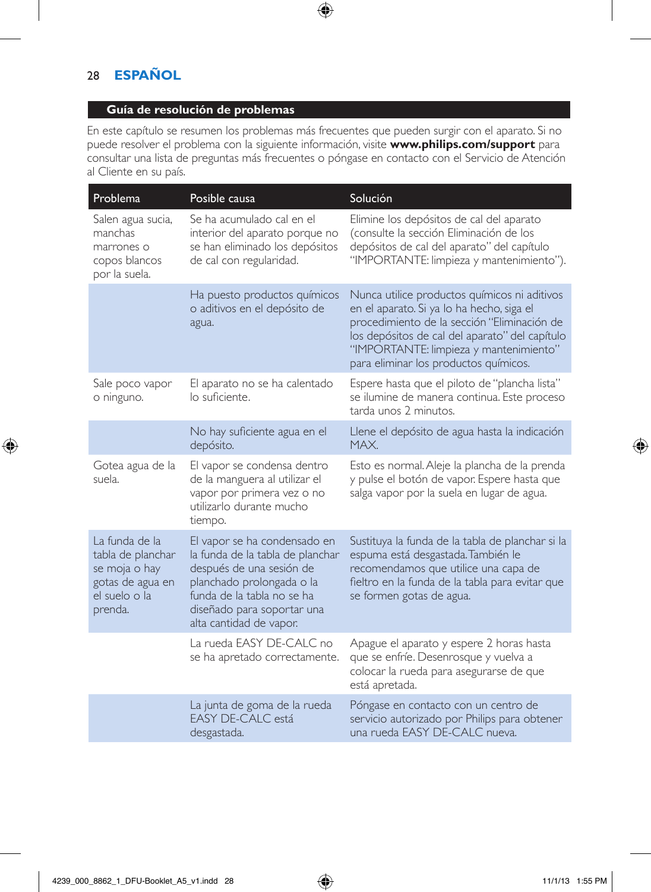## Guía de resolución de problemas

En este capítulo se resumen los problemas más frecuentes que pueden surgir con el aparato. Si no puede resolver el problema con la siguiente información, visite **www.philips.com/support** para consultar una lista de preguntas más frecuentes o póngase en contacto con el Servicio de Atención al Cliente en su país.

| Problema | Posible causa | Solución |
|---|---|---|
| Salen agua sucia, manchas marrones o copos blancos por la suela. | Se ha acumulado cal en el interior del aparato porque no se han eliminado los depósitos de cal con regularidad. | Elimine los depósitos de cal del aparato (consulte la sección Eliminación de los depósitos de cal del aparato" del capítulo "IMPORTANTE: limpieza y mantenimiento"). |
| | Ha puesto productos químicos o aditivos en el depósito de agua. | Nunca utilice productos químicos ni aditivos en el aparato. Si ya lo ha hecho, siga el procedimiento de la sección "Eliminación de los depósitos de cal del aparato" del capítulo "IMPORTANTE: limpieza y mantenimiento" para eliminar los productos químicos. |
| Sale poco vapor o ninguno. | El aparato no se ha calentado lo suficiente. | Espere hasta que el piloto de "plancha lista" se ilumine de manera continua. Este proceso tarda unos 2 minutos. |
| | No hay suficiente agua en el depósito. | Llene el depósito de agua hasta la indicación MAX. |
| Gotea agua de la suela. | El vapor se condensa dentro de la manguera al utilizar el vapor por primera vez o no utilizarlo durante mucho tiempo. | Esto es normal. Aleje la plancha de la prenda y pulse el botón de vapor. Espere hasta que salga vapor por la suela en lugar de agua. |
| La funda de la tabla de planchar se moja o hay gotas de agua en el suelo o la prenda. | El vapor se ha condensado en la funda de la tabla de planchar después de una sesión de planchado prolongada o la funda de la tabla no se ha diseñado para soportar una alta cantidad de vapor. | Sustituya la funda de la tabla de planchar si la espuma está desgastada. También le recomendamos que utilice una capa de fieltro en la funda de la tabla para evitar que se formen gotas de agua. |
| | La rueda EASY DE-CALC no se ha apretado correctamente. | Apague el aparato y espere 2 horas hasta que se enfríe. Desenrosque y vuelva a colocar la rueda para asegurarse de que está apretada. |
| | La junta de goma de la rueda EASY DE-CALC está desgastada. | Póngase en contacto con un centro de servicio autorizado por Philips para obtener una rueda EASY DE-CALC nueva. |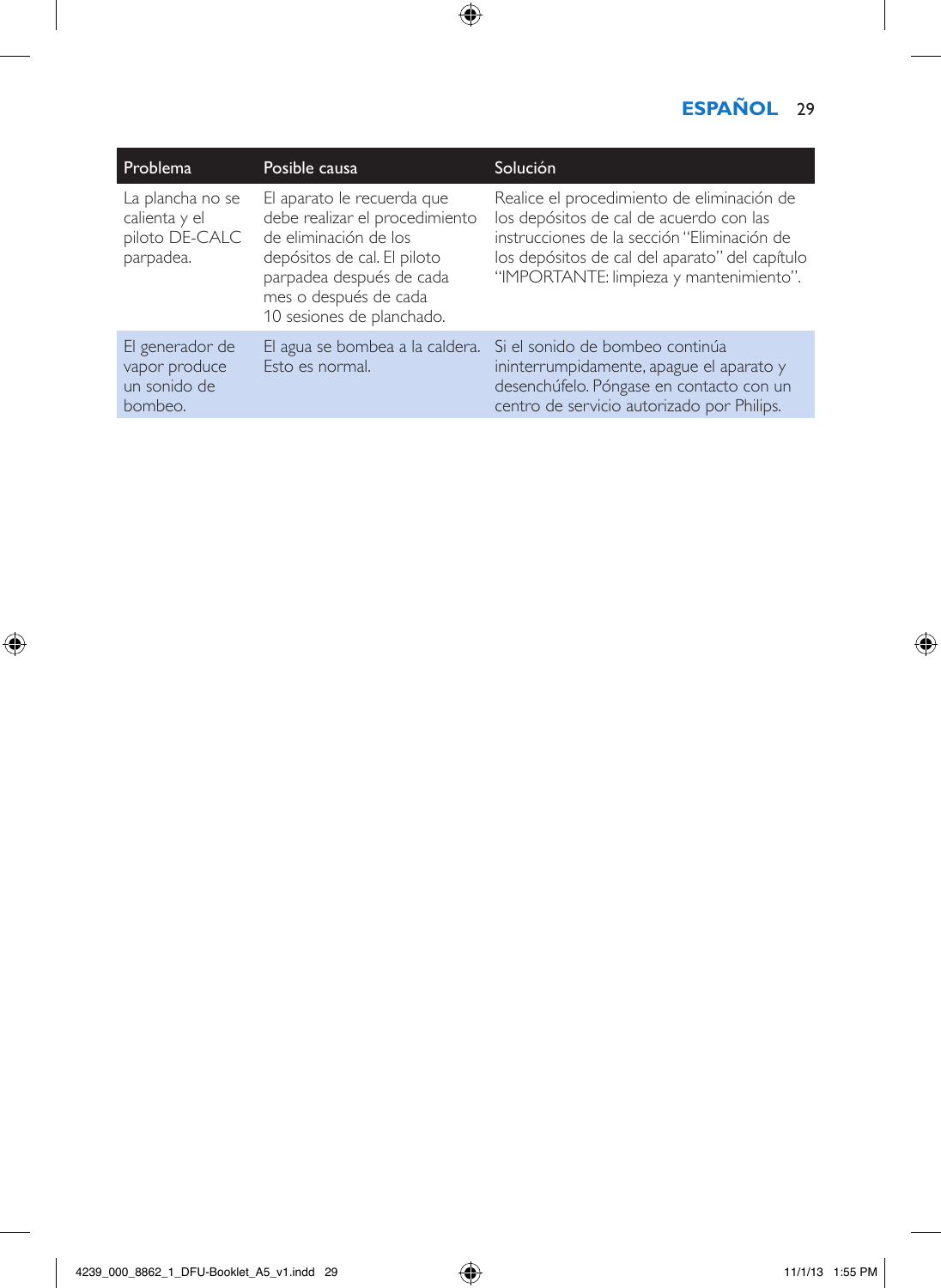| Problema | Posible causa | Solución |
|---|---|---|
| La plancha no se calienta y el piloto DE-CALC parpadea. | El aparato le recuerda que debe realizar el procedimiento de eliminación de los depósitos de cal. El piloto parpadea después de cada mes o después de cada 10 sesiones de planchado. | Realice el procedimiento de eliminación de los depósitos de cal de acuerdo con las instrucciones de la sección "Eliminación de los depósitos de cal del aparato" del capítulo "IMPORTANTE: limpieza y mantenimiento". |
| El generador de vapor produce un sonido de bombeo. | El agua se bombea a la caldera. Esto es normal. | Si el sonido de bombeo continúa ininterrumpidamente, apague el aparato y desenchúfelo. Póngase en contacto con un centro de servicio autorizado por Philips. |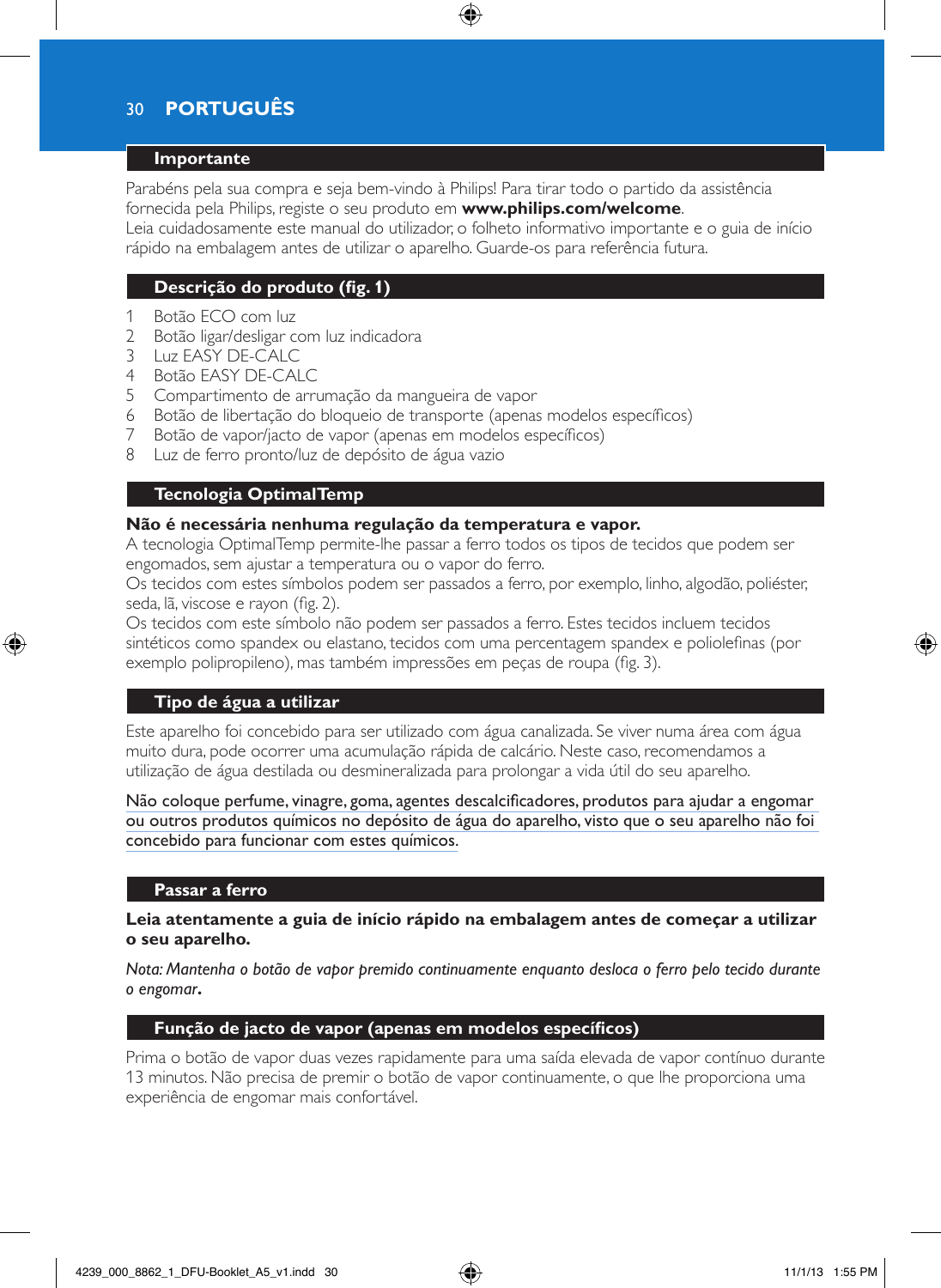## Importante

Parabéns pela sua compra e seja bem-vindo à Philips! Para tirar todo o partido da assistência fornecida pela Philips, registe o seu produto em **www.philips.com/welcome**.
Leia cuidadosamente este manual do utilizador, o folheto informativo importante e o guia de início rápido na embalagem antes de utilizar o aparelho. Guarde-os para referência futura.

## Descrição do produto (fig. 1)

1. Botão ECO com luz
2. Botão ligar/desligar com luz indicadora
3. Luz EASY DE-CALC
4. Botão EASY DE-CALC
5. Compartimento de arrumação da mangueira de vapor
6. Botão de libertação do bloqueio de transporte (apenas modelos específicos)
7. Botão de vapor/jacto de vapor (apenas em modelos específicos)
8. Luz de ferro pronto/luz de depósito de água vazio

## Tecnologia OptimalTemp

**Não é necessária nenhuma regulação da temperatura e vapor.**
A tecnologia OptimalTemp permite-lhe passar a ferro todos os tipos de tecidos que podem ser engomados, sem ajustar a temperatura ou o vapor do ferro.
Os tecidos com estes símbolos podem ser passados a ferro, por exemplo, linho, algodão, poliéster, seda, lã, viscose e rayon (fig. 2).
Os tecidos com este símbolo não podem ser passados a ferro. Estes tecidos incluem tecidos sintéticos como spandex ou elastano, tecidos com uma percentagem spandex e poliolefinas (por exemplo polipropileno), mas também impressões em peças de roupa (fig. 3).

## Tipo de água a utilizar

Este aparelho foi concebido para ser utilizado com água canalizada. Se viver numa área com água muito dura, pode ocorrer uma acumulação rápida de calcário. Neste caso, recomendamos a utilização de água destilada ou desmineralizada para prolongar a vida útil do seu aparelho.

Não coloque perfume, vinagre, goma, agentes descalcificadores, produtos para ajudar a engomar ou outros produtos químicos no depósito de água do aparelho, visto que o seu aparelho não foi concebido para funcionar com estes químicos.

## Passar a ferro

**Leia atentamente a guia de início rápido na embalagem antes de começar a utilizar o seu aparelho.**

*Nota: Mantenha o botão de vapor premido continuamente enquanto desloca o ferro pelo tecido durante o engomar.*

## Função de jacto de vapor (apenas em modelos específicos)

Prima o botão de vapor duas vezes rapidamente para uma saída elevada de vapor contínuo durante 13 minutos. Não precisa de premir o botão de vapor continuamente, o que lhe proporciona uma experiência de engomar mais confortável.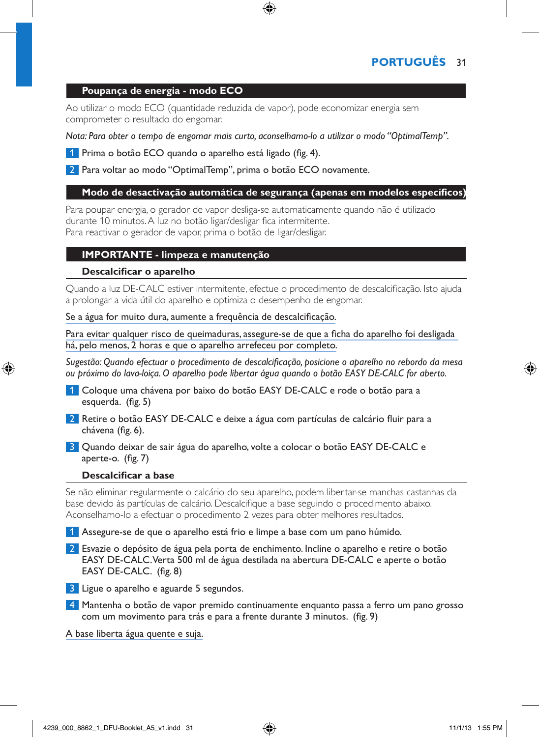## Poupança de energia - modo ECO

Ao utilizar o modo ECO (quantidade reduzida de vapor), pode economizar energia sem comprometer o resultado do engomar.

*Nota: Para obter o tempo de engomar mais curto, aconselhamo-lo a utilizar o modo “OptimalTemp”.*

1. Prima o botão ECO quando o aparelho está ligado (fig. 4).
2. Para voltar ao modo “OptimalTemp”, prima o botão ECO novamente.

## Modo de desactivação automática de segurança (apenas em modelos específicos)

Para poupar energia, o gerador de vapor desliga-se automaticamente quando não é utilizado durante 10 minutos. A luz no botão ligar/desligar fica intermitente.
Para reactivar o gerador de vapor, prima o botão de ligar/desligar.

## IMPORTANTE - limpeza e manutenção

### Descalcificar o aparelho

Quando a luz DE-CALC estiver intermitente, efectue o procedimento de descalcificação. Isto ajuda a prolongar a vida útil do aparelho e optimiza o desempenho de engomar.

Se a água for muito dura, aumente a frequência de descalcificação.

Para evitar qualquer risco de queimaduras, assegure-se de que a ficha do aparelho foi desligada há, pelo menos, 2 horas e que o aparelho arrefeceu por completo.

*Sugestão: Quando efectuar o procedimento de descalcificação, posicione o aparelho no rebordo da mesa ou próximo do lava-loiça. O aparelho pode libertar água quando o botão EASY DE-CALC for aberto.*

1. Coloque uma chávena por baixo do botão EASY DE-CALC e rode o botão para a esquerda. (fig. 5)
2. Retire o botão EASY DE-CALC e deixe a água com partículas de calcário fluir para a chávena (fig. 6).
3. Quando deixar de sair água do aparelho, volte a colocar o botão EASY DE-CALC e aperte-o. (fig. 7)

### Descalcificar a base

Se não eliminar regularmente o calcário do seu aparelho, podem libertar-se manchas castanhas da base devido às partículas de calcário. Descalcifique a base seguindo o procedimento abaixo. Aconselhamo-lo a efectuar o procedimento 2 vezes para obter melhores resultados.

1. Assegure-se de que o aparelho está frio e limpe a base com um pano húmido.
2. Esvazie o depósito de água pela porta de enchimento. Incline o aparelho e retire o botão EASY DE-CALC. Verta 500 ml de água destilada na abertura DE-CALC e aperte o botão EASY DE-CALC. (fig. 8)
3. Ligue o aparelho e aguarde 5 segundos.
4. Mantenha o botão de vapor premido continuamente enquanto passa a ferro um pano grosso com um movimento para trás e para a frente durante 3 minutos. (fig. 9)

A base liberta água quente e suja.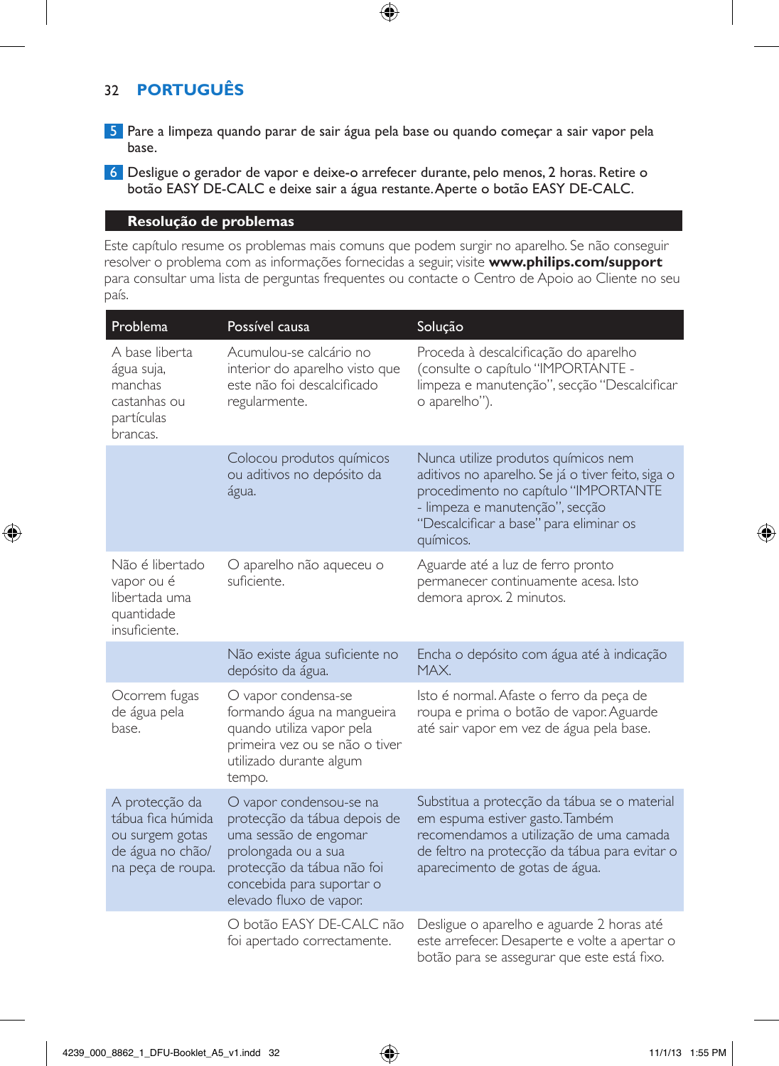5 Pare a limpeza quando parar de sair água pela base ou quando começar a sair vapor pela base.

6 Desligue o gerador de vapor e deixe-o arrefecer durante, pelo menos, 2 horas. Retire o botão EASY DE-CALC e deixe sair a água restante. Aperte o botão EASY DE-CALC.

## Resolução de problemas

Este capítulo resume os problemas mais comuns que podem surgir no aparelho. Se não conseguir resolver o problema com as informações fornecidas a seguir, visite **www.philips.com/support** para consultar uma lista de perguntas frequentes ou contacte o Centro de Apoio ao Cliente no seu país.

| Problema | Possível causa | Solução |
|---|---|---|
| A base liberta água suja, manchas castanhas ou partículas brancas. | Acumulou-se calcário no interior do aparelho visto que este não foi descalcificado regularmente. | Proceda à descalcificação do aparelho (consulte o capítulo "IMPORTANTE - limpeza e manutenção", secção "Descalcificar o aparelho"). |
| | Colocou produtos químicos ou aditivos no depósito da água. | Nunca utilize produtos químicos nem aditivos no aparelho. Se já o tiver feito, siga o procedimento no capítulo "IMPORTANTE - limpeza e manutenção", secção "Descalcificar a base" para eliminar os químicos. |
| Não é libertado vapor ou é libertada uma quantidade insuficiente. | O aparelho não aqueceu o suficiente. | Aguarde até a luz de ferro pronto permanecer continuamente acesa. Isto demora aprox. 2 minutos. |
| | Não existe água suficiente no depósito da água. | Encha o depósito com água até à indicação MAX. |
| Ocorrem fugas de água pela base. | O vapor condensa-se formando água na mangueira quando utiliza vapor pela primeira vez ou se não o tiver utilizado durante algum tempo. | Isto é normal. Afaste o ferro da peça de roupa e prima o botão de vapor. Aguarde até sair vapor em vez de água pela base. |
| A protecção da tábua fica húmida ou surgem gotas de água no chão/ na peça de roupa. | O vapor condensou-se na protecção da tábua depois de uma sessão de engomar prolongada ou a sua protecção da tábua não foi concebida para suportar o elevado fluxo de vapor. | Substitua a protecção da tábua se o material em espuma estiver gasto. Também recomendamos a utilização de uma camada de feltro na protecção da tábua para evitar o aparecimento de gotas de água. |
| | O botão EASY DE-CALC não foi apertado correctamente. | Desligue o aparelho e aguarde 2 horas até este arrefecer. Desaperte e volte a apertar o botão para se assegurar que este está fixo. |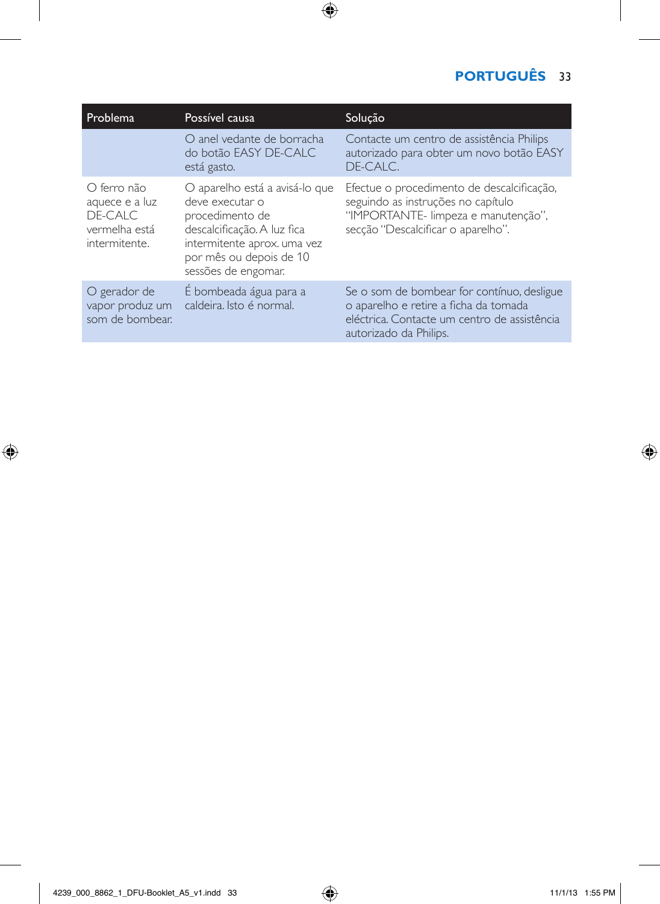| Problema | Possível causa | Solução |
| --- | --- | --- |
| | O anel vedante de borracha do botão EASY DE-CALC está gasto. | Contacte um centro de assistência Philips autorizado para obter um novo botão EASY DE-CALC. |
| O ferro não aquece e a luz DE-CALC vermelha está intermitente. | O aparelho está a avisá-lo que deve executar o procedimento de descalcificação. A luz fica intermitente aprox. uma vez por mês ou depois de 10 sessões de engomar. | Efectue o procedimento de descalcificação, seguindo as instruções no capítulo "IMPORTANTE- limpeza e manutenção", secção "Descalcificar o aparelho". |
| O gerador de vapor produz um som de bombear. | É bombeada água para a caldeira. Isto é normal. | Se o som de bombear for contínuo, desligue o aparelho e retire a ficha da tomada eléctrica. Contacte um centro de assistência autorizado da Philips. |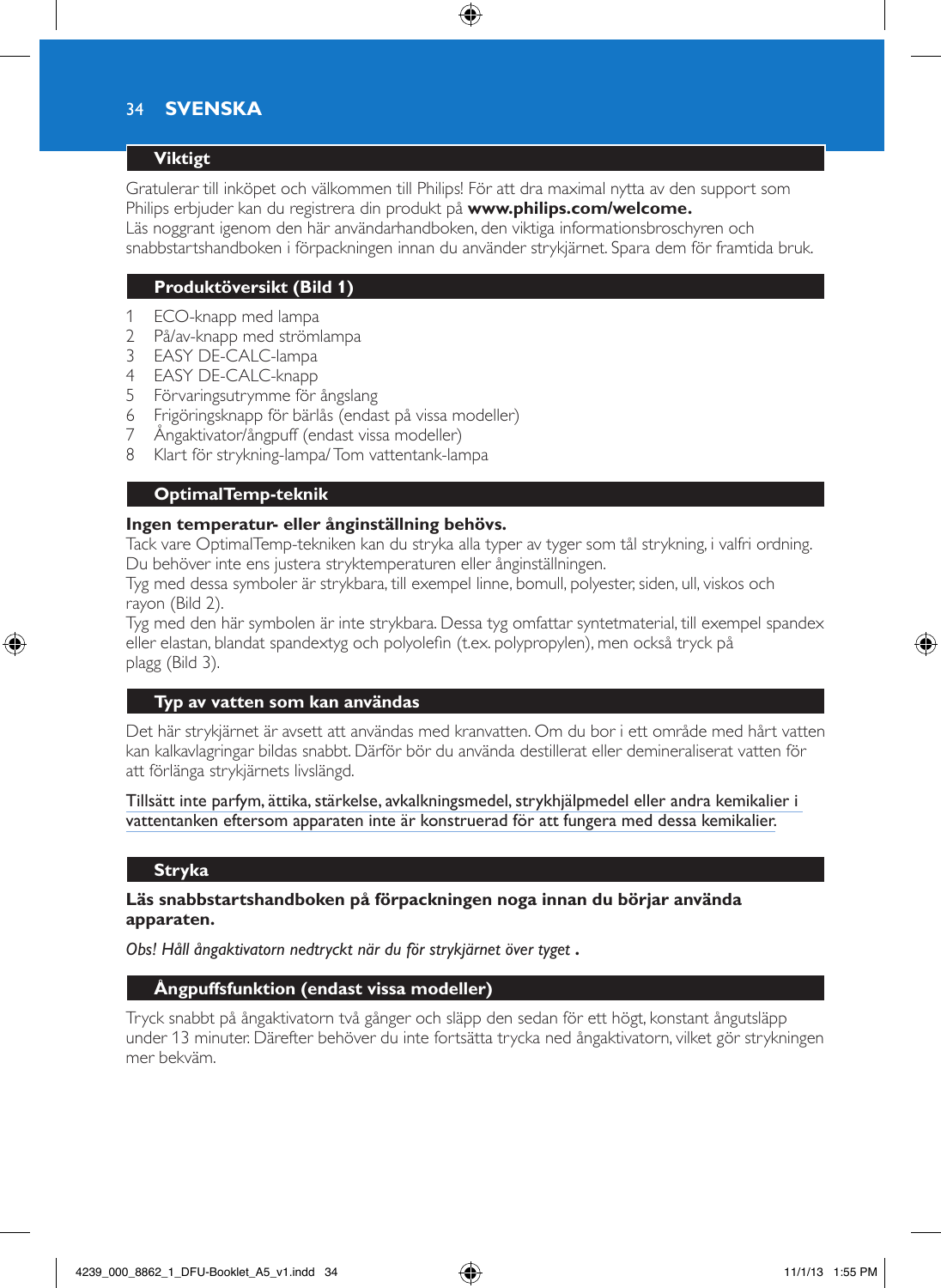# SVENSKA

## Viktigt

Gratulerar till inköpet och välkommen till Philips! För att dra maximal nytta av den support som Philips erbjuder kan du registrera din produkt på **www.philips.com/welcome.**
Läs noggrant igenom den här användarhandboken, den viktiga informationsbroschyren och snabbstartshandboken i förpackningen innan du använder strykjärnet. Spara dem för framtida bruk.

## Produktöversikt (Bild 1)

1. ECO-knapp med lampa
2. På/av-knapp med strömlampa
3. EASY DE-CALC-lampa
4. EASY DE-CALC-knapp
5. Förvaringsutrymme för ångslang
6. Frigöringsknapp för bärlås (endast på vissa modeller)
7. Ångaktivator/ångpuff (endast vissa modeller)
8. Klart för strykning-lampa/ Tom vattentank-lampa

## OptimalTemp-teknik

**Ingen temperatur- eller ånginställning behövs.**
Tack vare OptimalTemp-tekniken kan du stryka alla typer av tyger som tål strykning, i valfri ordning. Du behöver inte ens justera stryktemperaturen eller ånginställningen.
Tyg med dessa symboler är strykbara, till exempel linne, bomull, polyester, siden, ull, viskos och rayon (Bild 2).
Tyg med den här symbolen är inte strykbara. Dessa tyg omfattar syntetmaterial, till exempel spandex eller elastan, blandat spandextyg och polyolefin (t.ex. polypropylen), men också tryck på plagg (Bild 3).

## Typ av vatten som kan användas

Det här strykjärnet är avsett att användas med kranvatten. Om du bor i ett område med hårt vatten kan kalkavlagringar bildas snabbt. Därför bör du använda destillerat eller demineraliserat vatten för att förlänga strykjärnets livslängd.

Tillsätt inte parfym, ättika, stärkelse, avkalkningsmedel, strykhjälpmedel eller andra kemikalier i vattentanken eftersom apparaten inte är konstruerad för att fungera med dessa kemikalier.

## Stryka

**Läs snabbstartshandboken på förpackningen noga innan du börjar använda apparaten.**

*Obs! Håll ångaktivatorn nedtryckt när du för strykjärnet över tyget* **.**

## Ångpuffsfunktion (endast vissa modeller)

Tryck snabbt på ångaktivatorn två gånger och släpp den sedan för ett högt, konstant ångutsläpp under 13 minuter. Därefter behöver du inte fortsätta trycka ned ångaktivatorn, vilket gör strykningen mer bekväm.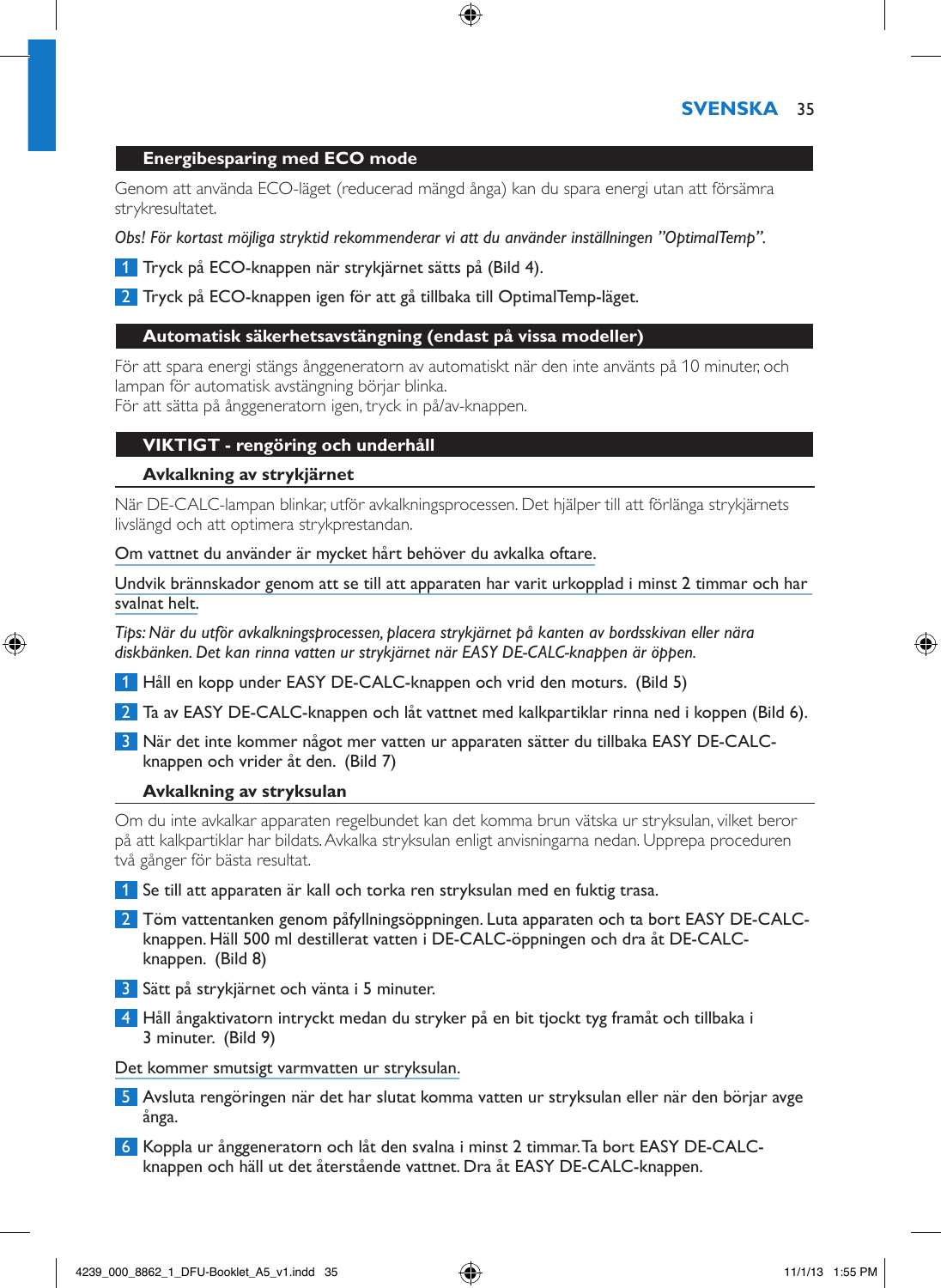## Energibesparing med ECO mode

Genom att använda ECO-läget (reducerad mängd ånga) kan du spara energi utan att försämra strykresultatet.

*Obs! För kortast möjliga stryktid rekommenderar vi att du använder inställningen ”OptimalTemp”.*

1. Tryck på ECO-knappen när strykjärnet sätts på (Bild 4).
2. Tryck på ECO-knappen igen för att gå tillbaka till OptimalTemp-läget.

## Automatisk säkerhetsavstängning (endast på vissa modeller)

För att spara energi stängs ånggeneratorn av automatiskt när den inte använts på 10 minuter, och lampan för automatisk avstängning börjar blinka.
För att sätta på ånggeneratorn igen, tryck in på/av-knappen.

## VIKTIGT - rengöring och underhåll

### Avkalkning av strykjärnet

När DE-CALC-lampan blinkar, utför avkalkningsprocessen. Det hjälper till att förlänga strykjärnets livslängd och att optimera strykprestandan.

Om vattnet du använder är mycket hårt behöver du avkalka oftare.

Undvik brännskador genom att se till att apparaten har varit urkopplad i minst 2 timmar och har svalnat helt.

*Tips: När du utför avkalkningsprocessen, placera strykjärnet på kanten av bordsskivan eller nära diskbänken. Det kan rinna vatten ur strykjärnet när EASY DE-CALC-knappen är öppen.*

1. Håll en kopp under EASY DE-CALC-knappen och vrid den moturs. (Bild 5)
2. Ta av EASY DE-CALC-knappen och låt vattnet med kalkpartiklar rinna ned i koppen (Bild 6).
3. När det inte kommer något mer vatten ur apparaten sätter du tillbaka EASY DE-CALC-knappen och vrider åt den. (Bild 7)

### Avkalkning av stryksulan

Om du inte avkalkar apparaten regelbundet kan det komma brun vätska ur stryksulan, vilket beror på att kalkpartiklar har bildats. Avkalka stryksulan enligt anvisningarna nedan. Upprepa proceduren två gånger för bästa resultat.

1. Se till att apparaten är kall och torka ren stryksulan med en fuktig trasa.
2. Töm vattentanken genom påfyllningsöppningen. Luta apparaten och ta bort EASY DE-CALC-knappen. Häll 500 ml destillerat vatten i DE-CALC-öppningen och dra åt DE-CALC-knappen. (Bild 8)
3. Sätt på strykjärnet och vänta i 5 minuter.
4. Håll ångaktivatorn intryckt medan du stryker på en bit tjockt tyg framåt och tillbaka i 3 minuter. (Bild 9)

Det kommer smutsigt varmvatten ur stryksulan.

5. Avsluta rengöringen när det har slutat komma vatten ur stryksulan eller när den börjar avge ånga.
6. Koppla ur ånggeneratorn och låt den svalna i minst 2 timmar. Ta bort EASY DE-CALC-knappen och häll ut det återstående vattnet. Dra åt EASY DE-CALC-knappen.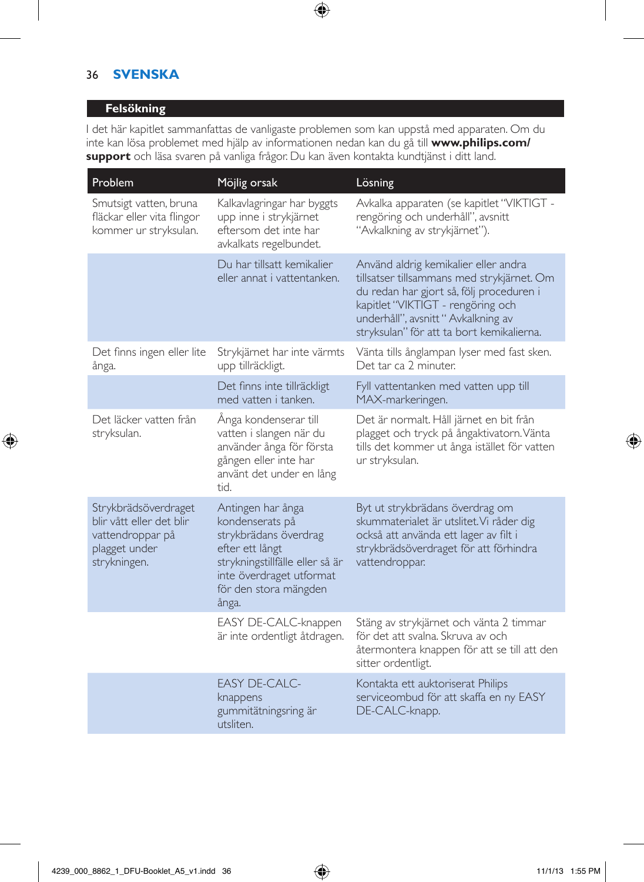## Felsökning

I det här kapitlet sammanfattas de vanligaste problemen som kan uppstå med apparaten. Om du inte kan lösa problemet med hjälp av informationen nedan kan du gå till **www.philips.com/support** och läsa svaren på vanliga frågor. Du kan även kontakta kundtjänst i ditt land.

| Problem | Möjlig orsak | Lösning |
|---|---|---|
| Smutsigt vatten, bruna fläckar eller vita flingor kommer ur stryksulan. | Kalkavlagringar har byggts upp inne i strykjärnet eftersom det inte har avkalkats regelbundet. | Avkalka apparaten (se kapitlet "VIKTIGT - rengöring och underhåll", avsnitt "Avkalkning av strykjärnet"). |
| | Du har tillsatt kemikalier eller annat i vattentanken. | Använd aldrig kemikalier eller andra tillsatser tillsammans med strykjärnet. Om du redan har gjort så, följ proceduren i kapitlet "VIKTIGT - rengöring och underhåll", avsnitt " Avkalkning av stryksulan" för att ta bort kemikalierna. |
| Det finns ingen eller lite ånga. | Strykjärnet har inte värmts upp tillräckligt. | Vänta tills ånglampan lyser med fast sken. Det tar ca 2 minuter. |
| | Det finns inte tillräckligt med vatten i tanken. | Fyll vattentanken med vatten upp till MAX-markeringen. |
| Det läcker vatten från stryksulan. | Ånga kondenserar till vatten i slangen när du använder ånga för första gången eller inte har använt det under en lång tid. | Det är normalt. Håll järnet en bit från plagget och tryck på ångaktivatorn. Vänta tills det kommer ut ånga istället för vatten ur stryksulan. |
| Strykbrädsöverdraget blir vått eller det blir vattendroppar på plagget under strykningen. | Antingen har ånga kondenserats på strykbrädans överdrag efter ett långt strykningstillfälle eller så är inte överdraget utformat för den stora mängden ånga. | Byt ut strykbrädans överdrag om skummaterialet är utslitet. Vi råder dig också att använda ett lager av filt i strykbrädsöverdraget för att förhindra vattendroppar. |
| | EASY DE-CALC-knappen är inte ordentligt åtdragen. | Stäng av strykjärnet och vänta 2 timmar för det att svalna. Skruva av och återmontera knappen för att se till att den sitter ordentligt. |
| | EASY DE-CALC-knappens gummitätningsring är utsliten. | Kontakta ett auktoriserat Philips serviceombud för att skaffa en ny EASY DE-CALC-knapp. |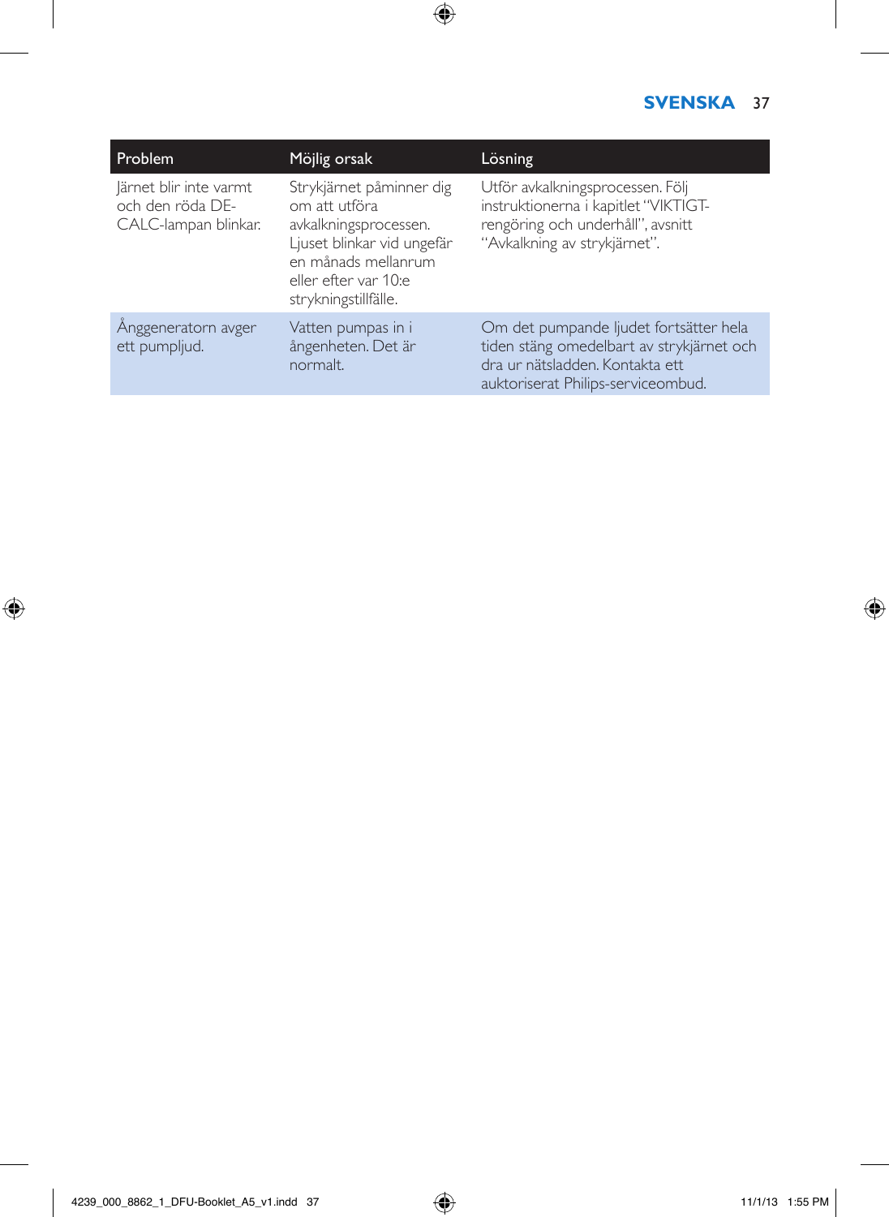| Problem | Möjlig orsak | Lösning |
| --- | --- | --- |
| Järnet blir inte varmt och den röda DE-CALC-lampan blinkar. | Strykjärnet påminner dig om att utföra avkalkningsprocessen. Ljuset blinkar vid ungefär en månads mellanrum eller efter var 10:e strykningstillfälle. | Utför avkalkningsprocessen. Följ instruktionerna i kapitlet “VIKTIGT- rengöring och underhåll”, avsnitt “Avkalkning av strykjärnet”. |
| Ånggeneratorn avger ett pumpljud. | Vatten pumpas in i ångenheten. Det är normalt. | Om det pumpande ljudet fortsätter hela tiden stäng omedelbart av strykjärnet och dra ur nätsladden. Kontakta ett auktoriserat Philips-serviceombud. |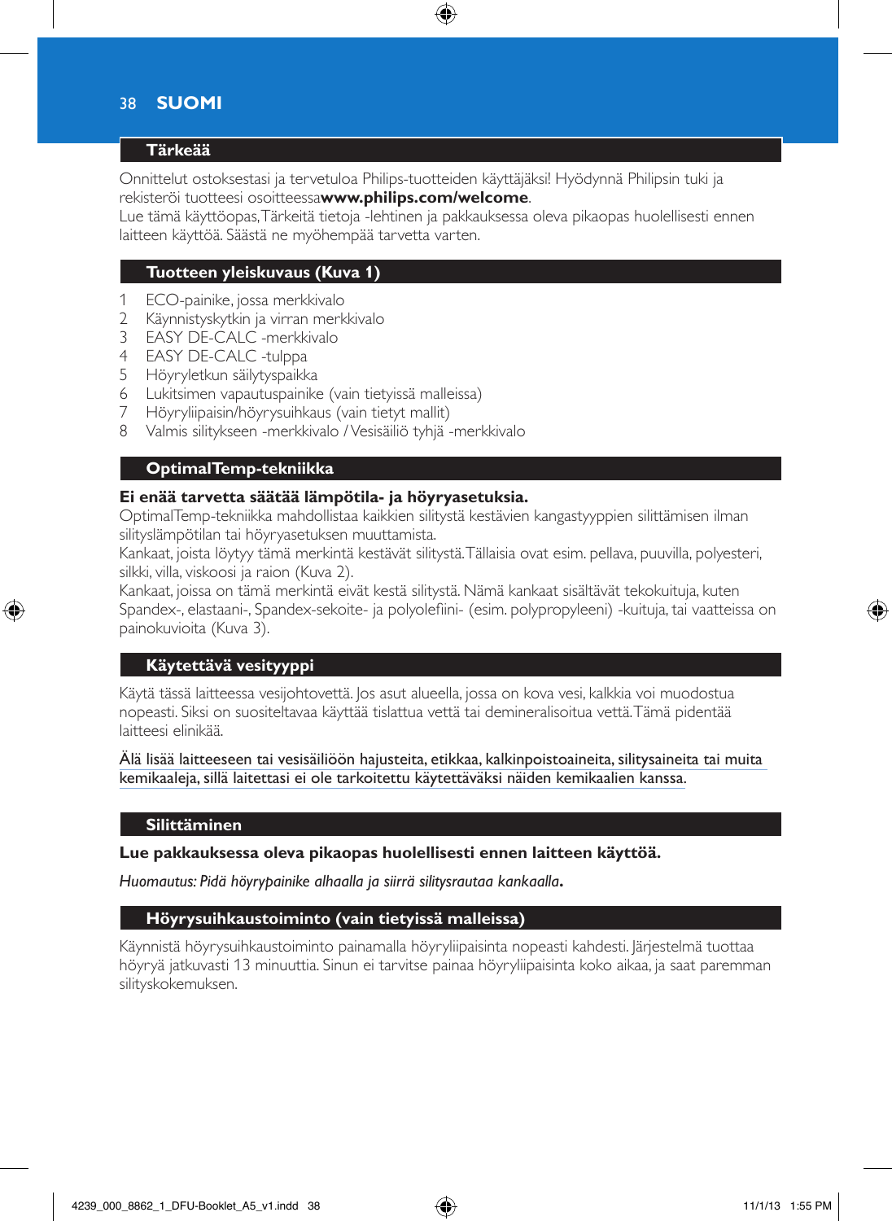## SUOMI

### Tärkeää

Onnittelut ostoksestasi ja tervetuloa Philips-tuotteiden käyttäjäksi! Hyödynnä Philipsin tuki ja rekisteröi tuotteesi osoitteessa**www.philips.com/welcome**.

Lue tämä käyttöopas,Tärkeitä tietoja -lehtinen ja pakkauksessa oleva pikaopas huolellisesti ennen laitteen käyttöä. Säästä ne myöhempää tarvetta varten.

### Tuotteen yleiskuvaus (Kuva 1)

1. ECO-painike, jossa merkkivalo
2. Käynnistyskytkin ja virran merkkivalo
3. EASY DE-CALC -merkkivalo
4. EASY DE-CALC -tulppa
5. Höyryletkun säilytyspaikka
6. Lukitsimen vapautuspainike (vain tietyissä malleissa)
7. Höyryliipaisin/höyrysuihkaus (vain tietyt mallit)
8. Valmis silitykseen -merkkivalo / Vesisäiliö tyhjä -merkkivalo

### OptimalTemp-tekniikka

**Ei enää tarvetta säätää lämpötila- ja höyryasetuksia.**

OptimalTemp-tekniikka mahdollistaa kaikkien silitystä kestävien kangastyyppien silittämisen ilman silityslämpötilan tai höyryasetuksen muuttamista.

Kankaat, joista löytyy tämä merkintä kestävät silitystä. Tällaisia ovat esim. pellava, puuvilla, polyesteri, silkki, villa, viskoosi ja raion (Kuva 2).

Kankaat, joissa on tämä merkintä eivät kestä silitystä. Nämä kankaat sisältävät tekokuituja, kuten Spandex-, elastaani-, Spandex-sekoite- ja polyolefiini- (esim. polypropyleeni) -kuituja, tai vaatteissa on painokuvioita (Kuva 3).

### Käytettävä vesityyppi

Käytä tässä laitteessa vesijohtovettä. Jos asut alueella, jossa on kova vesi, kalkkia voi muodostua nopeasti. Siksi on suositeltavaa käyttää tislattua vettä tai demineralisoitua vettä. Tämä pidentää laitteesi elinikää.

Älä lisää laitteeseen tai vesisäiliöön hajusteita, etikkaa, kalkinpoistoaineita, silitysaineita tai muita kemikaaleja, sillä laitettasi ei ole tarkoitettu käytettäväksi näiden kemikaalien kanssa.

### Silittäminen

**Lue pakkauksessa oleva pikaopas huolellisesti ennen laitteen käyttöä.**

*Huomautus: Pidä höyrypainike alhaalla ja siirrä silitysrautaa kankaalla.*

### Höyrysuihkaustoiminto (vain tietyissä malleissa)

Käynnistä höyrysuihkaustoiminto painamalla höyryliipaisinta nopeasti kahdesti. Järjestelmä tuottaa höyryä jatkuvasti 13 minuuttia. Sinun ei tarvitse painaa höyryliipaisinta koko aikaa, ja saat paremman silityskokemuksen.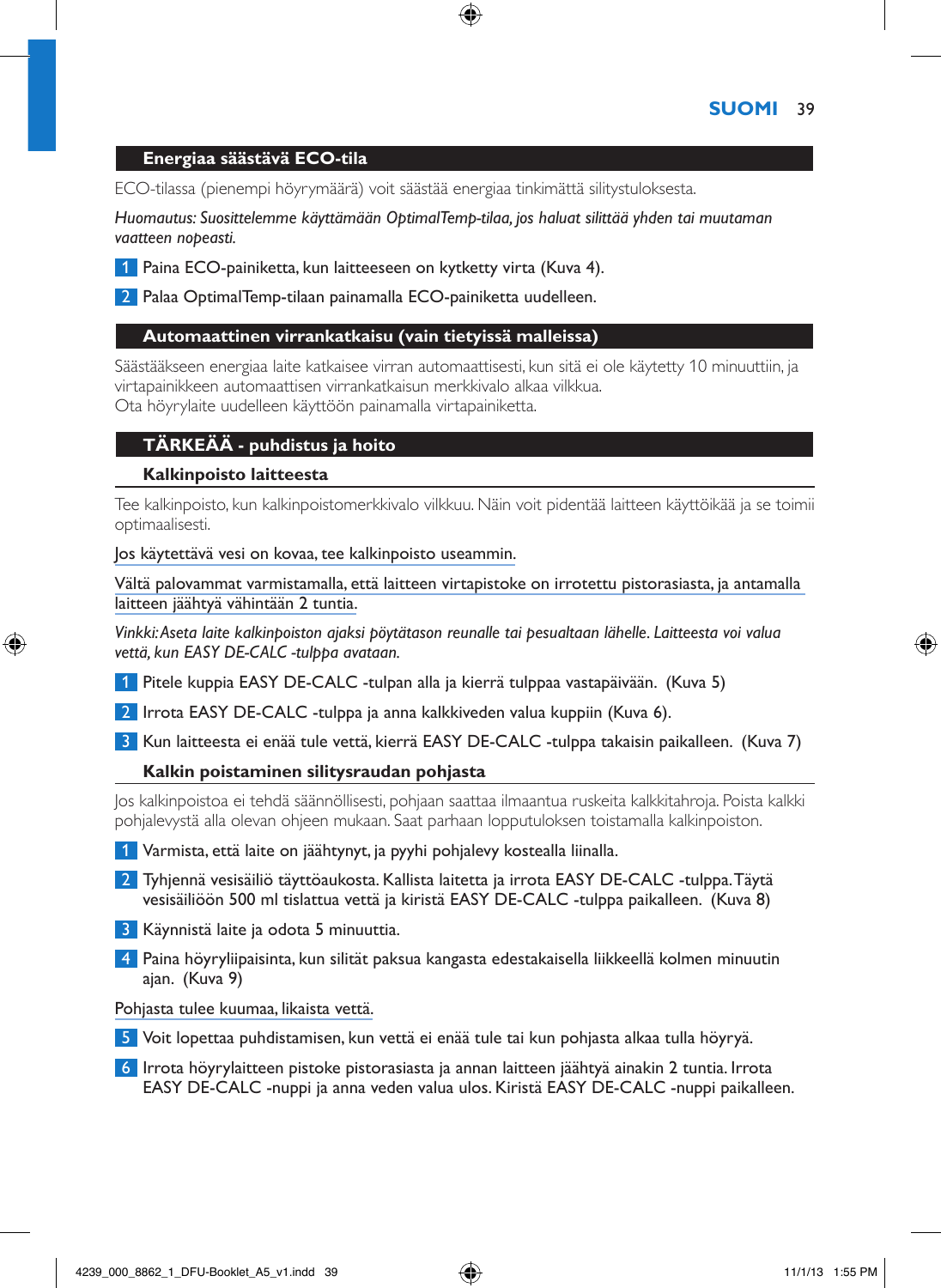## Energiaa säästävä ECO-tila

ECO-tilassa (pienempi höyrymäärä) voit säästää energiaa tinkimättä silitystuloksesta.

*Huomautus: Suosittelemme käyttämään OptimalTemp-tilaa, jos haluat silittää yhden tai muutaman vaatteen nopeasti.*

1 Paina ECO-painiketta, kun laitteeseen on kytketty virta (Kuva 4).

2 Palaa OptimalTemp-tilaan painamalla ECO-painiketta uudelleen.

## Automaattinen virrankatkaisu (vain tietyissä malleissa)

Säästääkseen energiaa laite katkaisee virran automaattisesti, kun sitä ei ole käytetty 10 minuuttiin, ja virtapainikkeen automaattisen virrankatkaisun merkkivalo alkaa vilkkua.
Ota höyrylaite uudelleen käyttöön painamalla virtapainiketta.

## TÄRKEÄÄ - puhdistus ja hoito

### Kalkinpoisto laitteesta

Tee kalkinpoisto, kun kalkinpoistomerkkivalo vilkkuu. Näin voit pidentää laitteen käyttöikää ja se toimii optimaalisesti.

Jos käytettävä vesi on kovaa, tee kalkinpoisto useammin.

Vältä palovammat varmistamalla, että laitteen virtapistoke on irrotettu pistorasiasta, ja antamalla laitteen jäähtyä vähintään 2 tuntia.

*Vinkki: Aseta laite kalkinpoiston ajaksi pöytätason reunalle tai pesualtaan lähelle. Laitteesta voi valua vettä, kun EASY DE-CALC -tulppa avataan.*

1 Pitele kuppia EASY DE-CALC -tulpan alla ja kierrä tulppaa vastapäivään. (Kuva 5)

2 Irrota EASY DE-CALC -tulppa ja anna kalkkiveden valua kuppiin (Kuva 6).

3 Kun laitteesta ei enää tule vettä, kierrä EASY DE-CALC -tulppa takaisin paikalleen. (Kuva 7)

### Kalkin poistaminen silitysraudan pohjasta

Jos kalkinpoistoa ei tehdä säännöllisesti, pohjaan saattaa ilmaantua ruskeita kalkkitahroja. Poista kalkki pohjalevystä alla olevan ohjeen mukaan. Saat parhaan lopputuloksen toistamalla kalkinpoiston.

1 Varmista, että laite on jäähtynyt, ja pyyhi pohjalevy kostealla liinalla.

2 Tyhjennä vesisäiliö täyttöaukosta. Kallista laitetta ja irrota EASY DE-CALC -tulppa. Täytä vesisäiliöön 500 ml tislattua vettä ja kiristä EASY DE-CALC -tulppa paikalleen. (Kuva 8)

3 Käynnistä laite ja odota 5 minuuttia.

4 Paina höyryliipaisinta, kun silität paksua kangasta edestakaisella liikkeellä kolmen minuutin ajan. (Kuva 9)

Pohjasta tulee kuumaa, likaista vettä.

5 Voit lopettaa puhdistamisen, kun vettä ei enää tule tai kun pohjasta alkaa tulla höyryä.

6 Irrota höyrylaitteen pistoke pistorasiasta ja annan laitteen jäähtyä ainakin 2 tuntia. Irrota EASY DE-CALC -nuppi ja anna veden valua ulos. Kiristä EASY DE-CALC -nuppi paikalleen.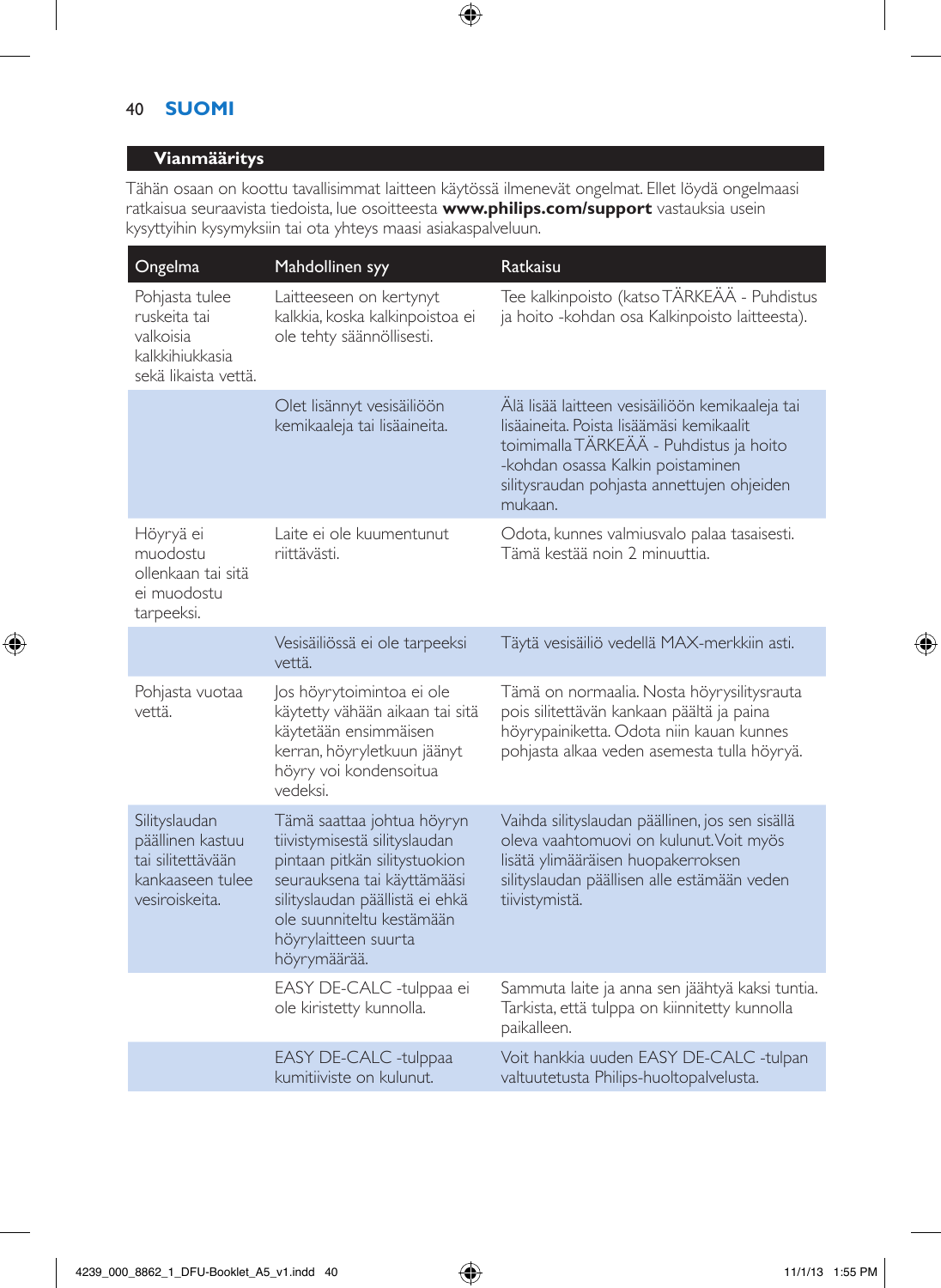## Vianmääritys

Tähän osaan on koottu tavallisimmat laitteen käytössä ilmenevät ongelmat. Ellet löydä ongelmaasi ratkaisua seuraavista tiedoista, lue osoitteesta **www.philips.com/support** vastauksia usein kysyttyihin kysymyksiin tai ota yhteys maasi asiakaspalveluun.

| Ongelma | Mahdollinen syy | Ratkaisu |
|---|---|---|
| Pohjasta tulee ruskeita tai valkoisia kalkkihiukkasia sekä likaista vettä. | Laitteeseen on kertynyt kalkkia, koska kalkinpoistoa ei ole tehty säännöllisesti. | Tee kalkinpoisto (katso TÄRKEÄÄ - Puhdistus ja hoito -kohdan osa Kalkinpoisto laitteesta). |
| | Olet lisännyt vesisäiliöön kemikaaleja tai lisäaineita. | Älä lisää laitteen vesisäiliöön kemikaaleja tai lisäaineita. Poista lisäämäsi kemikaalit toimimalla TÄRKEÄÄ - Puhdistus ja hoito -kohdan osassa Kalkin poistaminen silitysraudan pohjasta annettujen ohjeiden mukaan. |
| Höyryä ei muodostu ollenkaan tai sitä ei muodostu tarpeeksi. | Laite ei ole kuumentunut riittävästi. | Odota, kunnes valmiusvalo palaa tasaisesti. Tämä kestää noin 2 minuuttia. |
| | Vesisäiliössä ei ole tarpeeksi vettä. | Täytä vesisäiliö vedellä MAX-merkkiin asti. |
| Pohjasta vuotaa vettä. | Jos höyrytoimintoa ei ole käytetty vähään aikaan tai sitä käytetään ensimmäisen kerran, höyryletkuun jäänyt höyry voi kondensoitua vedeksi. | Tämä on normaalia. Nosta höyrysilitysrauta pois silitettävän kankaan päältä ja paina höyrypainiketta. Odota niin kauan kunnes pohjasta alkaa veden asemesta tulla höyryä. |
| Silityslaudan päällinen kastuu tai silitettävään kankaaseen tulee vesiroiskeita. | Tämä saattaa johtua höyryn tiivistymisestä silityslaudan pintaan pitkän silitystuokion seurauksena tai käyttämääsi silityslaudan päällistä ei ehkä ole suunniteltu kestämään höyrylaitteen suurta höyrymäärää. | Vaihda silityslaudan päällinen, jos sen sisällä oleva vaahtomuovi on kulunut. Voit myös lisätä ylimääräisen huopakerroksen silityslaudan päällisen alle estämään veden tiivistymistä. |
| | EASY DE-CALC -tulppaa ei ole kiristetty kunnolla. | Sammuta laite ja anna sen jäähtyä kaksi tuntia. Tarkista, että tulppa on kiinnitetty kunnolla paikalleen. |
| | EASY DE-CALC -tulppaa kumitiiviste on kulunut. | Voit hankkia uuden EASY DE-CALC -tulpan valtuutetusta Philips-huoltopalvelusta. |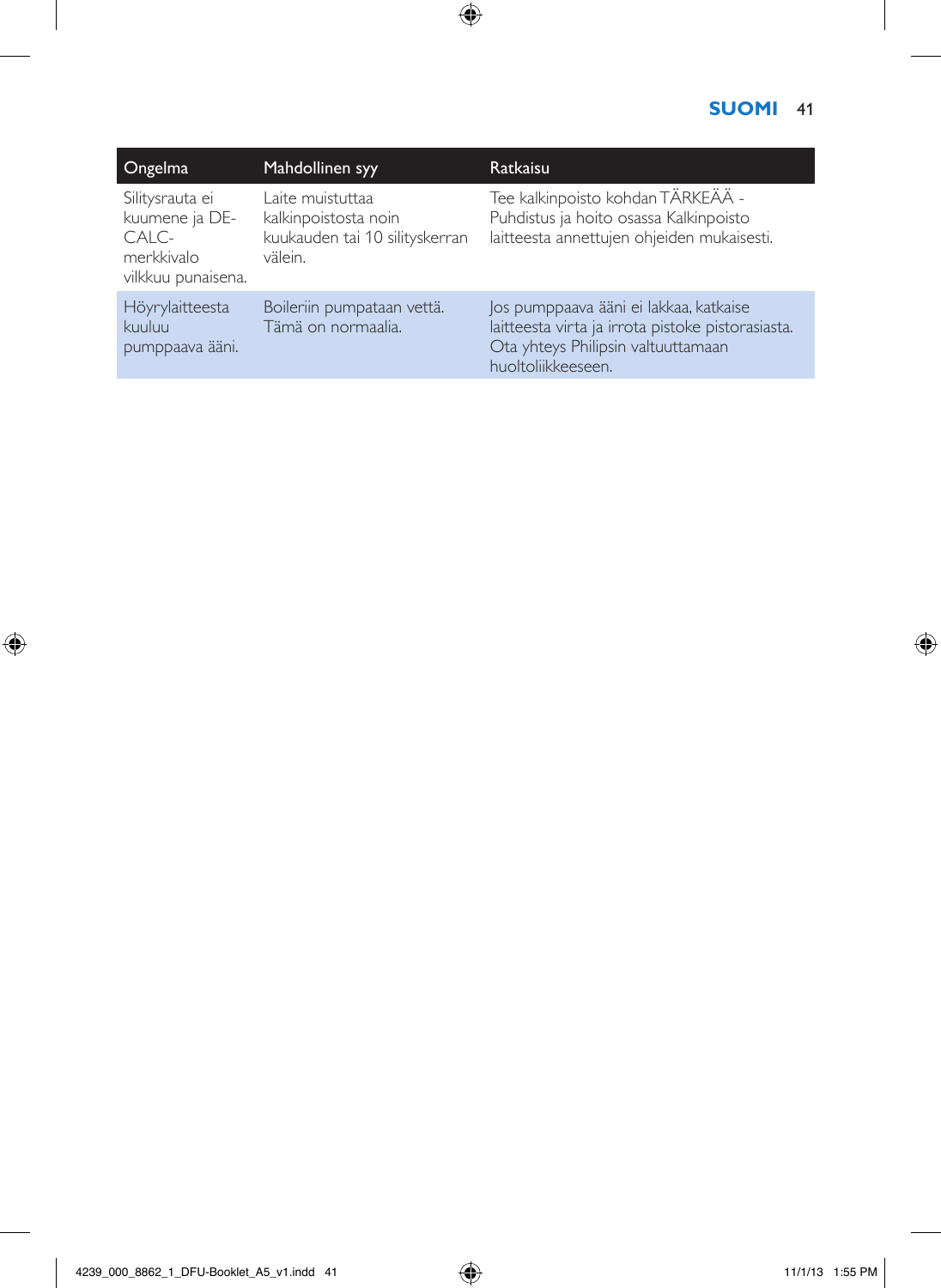| Ongelma | Mahdollinen syy | Ratkaisu |
|---|---|---|
| Silitysrauta ei kuumene ja DE-CALC-merkkivalo vilkkuu punaisena. | Laite muistuttaa kalkinpoistosta noin kuukauden tai 10 silityskerran välein. | Tee kalkinpoisto kohdan TÄRKEÄÄ - Puhdistus ja hoito osassa Kalkinpoisto laitteesta annettujen ohjeiden mukaisesti. |
| Höyrylaitteesta kuuluu pumppaava ääni. | Boileriin pumpataan vettä. Tämä on normaalia. | Jos pumppaava ääni ei lakkaa, katkaise laitteesta virta ja irrota pistoke pistorasiasta. Ota yhteys Philipsin valtuuttamaan huoltoliikkeeseen. |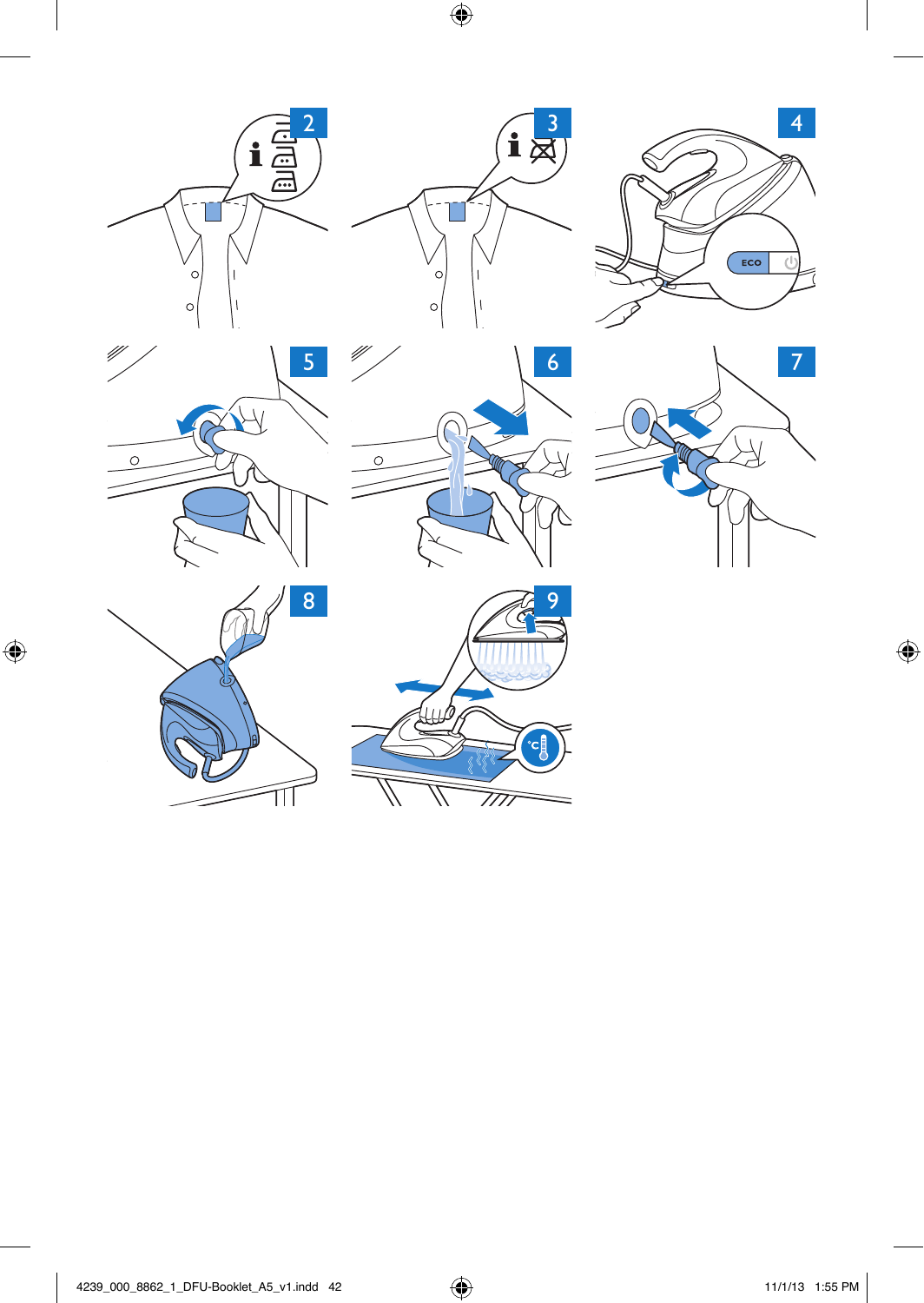2

3

4

ECO

5

6

7

8

9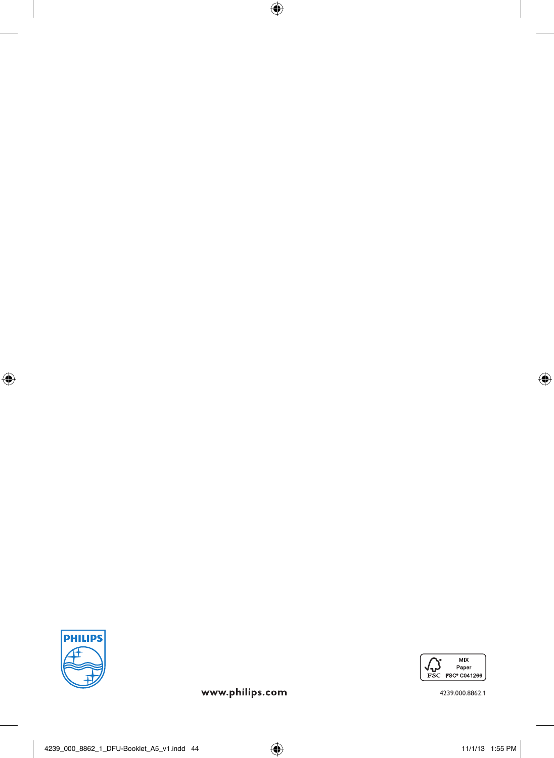PHILIPS

www.philips.com

MIX
Paper
FSC FSC® C041266

4239.000.8862.1